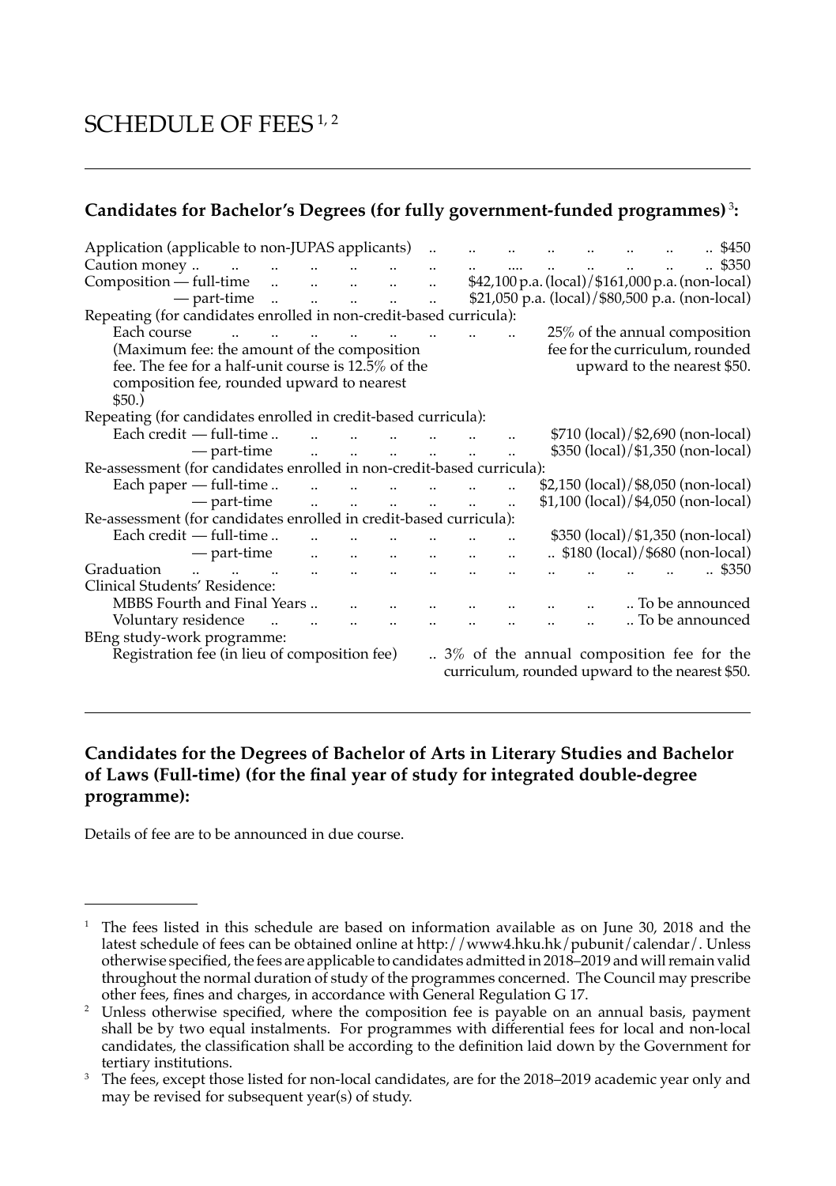# SCHEDULE OF FEES [1, 2]

## Candidates for Bachelor's Degrees (for fully government-funded programmes) [3]:

| | |
|---|---|
| Application (applicable to non-JUPAS applicants) | $450 |
| Caution money | $350 |
| Composition — full-time | $42,100 p.a. (local)/$161,000 p.a. (non-local) |
| — part-time | $21,050 p.a. (local)/$80,500 p.a. (non-local) |
| Repeating (for candidates enrolled in non-credit-based curricula): | |
| Each course (Maximum fee: the amount of the composition fee. The fee for a half-unit course is 12.5% of the composition fee, rounded upward to nearest $50.) | 25% of the annual composition fee for the curriculum, rounded upward to the nearest $50. |
| Repeating (for candidates enrolled in credit-based curricula): | |
| Each credit — full-time | $710 (local)/$2,690 (non-local) |
| — part-time | $350 (local)/$1,350 (non-local) |
| Re-assessment (for candidates enrolled in non-credit-based curricula): | |
| Each paper — full-time | $2,150 (local)/$8,050 (non-local) |
| — part-time | $1,100 (local)/$4,050 (non-local) |
| Re-assessment (for candidates enrolled in credit-based curricula): | |
| Each credit — full-time | $350 (local)/$1,350 (non-local) |
| — part-time | $180 (local)/$680 (non-local) |
| Graduation | $350 |
| Clinical Students' Residence: | |
| MBBS Fourth and Final Years | To be announced |
| Voluntary residence | To be announced |
| BEng study-work programme: | |
| Registration fee (in lieu of composition fee) | 3% of the annual composition fee for the curriculum, rounded upward to the nearest $50. |

## Candidates for the Degrees of Bachelor of Arts in Literary Studies and Bachelor of Laws (Full-time) (for the final year of study for integrated double-degree programme):

Details of fee are to be announced in due course.

---

[1] The fees listed in this schedule are based on information available as on June 30, 2018 and the latest schedule of fees can be obtained online at http://www4.hku.hk/pubunit/calendar/. Unless otherwise specified, the fees are applicable to candidates admitted in 2018–2019 and will remain valid throughout the normal duration of study of the programmes concerned. The Council may prescribe other fees, fines and charges, in accordance with General Regulation G 17.

[2] Unless otherwise specified, where the composition fee is payable on an annual basis, payment shall be by two equal instalments. For programmes with differential fees for local and non-local candidates, the classification shall be according to the definition laid down by the Government for tertiary institutions.

[3] The fees, except those listed for non-local candidates, are for the 2018–2019 academic year only and may be revised for subsequent year(s) of study.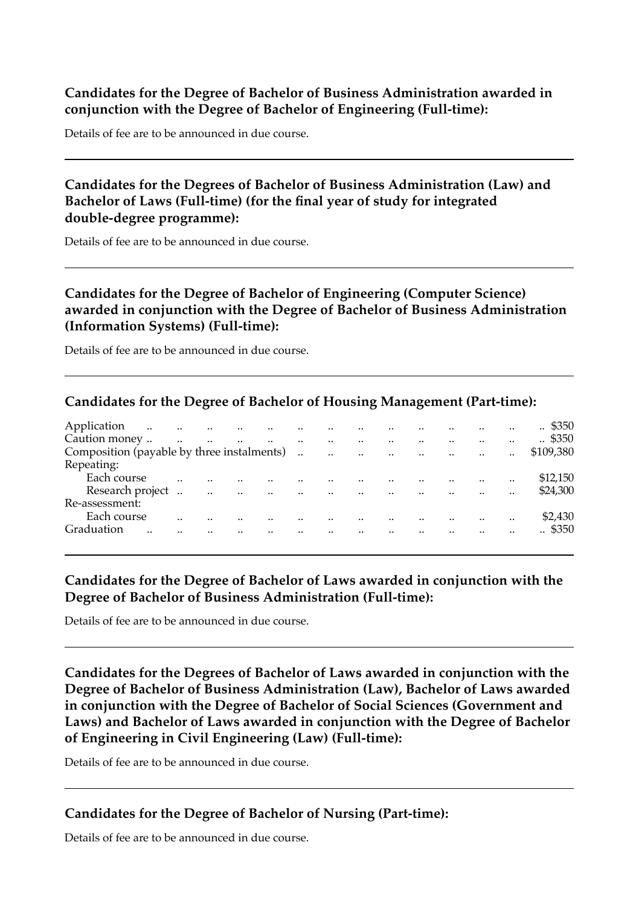**Candidates for the Degree of Bachelor of Business Administration awarded in conjunction with the Degree of Bachelor of Engineering (Full-time):**

Details of fee are to be announced in due course.

---

**Candidates for the Degrees of Bachelor of Business Administration (Law) and Bachelor of Laws (Full-time) (for the final year of study for integrated double-degree programme):**

Details of fee are to be announced in due course.

---

**Candidates for the Degree of Bachelor of Engineering (Computer Science) awarded in conjunction with the Degree of Bachelor of Business Administration (Information Systems) (Full-time):**

Details of fee are to be announced in due course.

---

**Candidates for the Degree of Bachelor of Housing Management (Part-time):**

| | |
|---|---|
| Application | $350 |
| Caution money | $350 |
| Composition (payable by three instalments) | $109,380 |
| Repeating: | |
| Each course | $12,150 |
| Research project | $24,300 |
| Re-assessment: | |
| Each course | $2,430 |
| Graduation | $350 |

---

**Candidates for the Degree of Bachelor of Laws awarded in conjunction with the Degree of Bachelor of Business Administration (Full-time):**

Details of fee are to be announced in due course.

---

**Candidates for the Degrees of Bachelor of Laws awarded in conjunction with the Degree of Bachelor of Business Administration (Law), Bachelor of Laws awarded in conjunction with the Degree of Bachelor of Social Sciences (Government and Laws) and Bachelor of Laws awarded in conjunction with the Degree of Bachelor of Engineering in Civil Engineering (Law) (Full-time):**

Details of fee are to be announced in due course.

---

**Candidates for the Degree of Bachelor of Nursing (Part-time):**

Details of fee are to be announced in due course.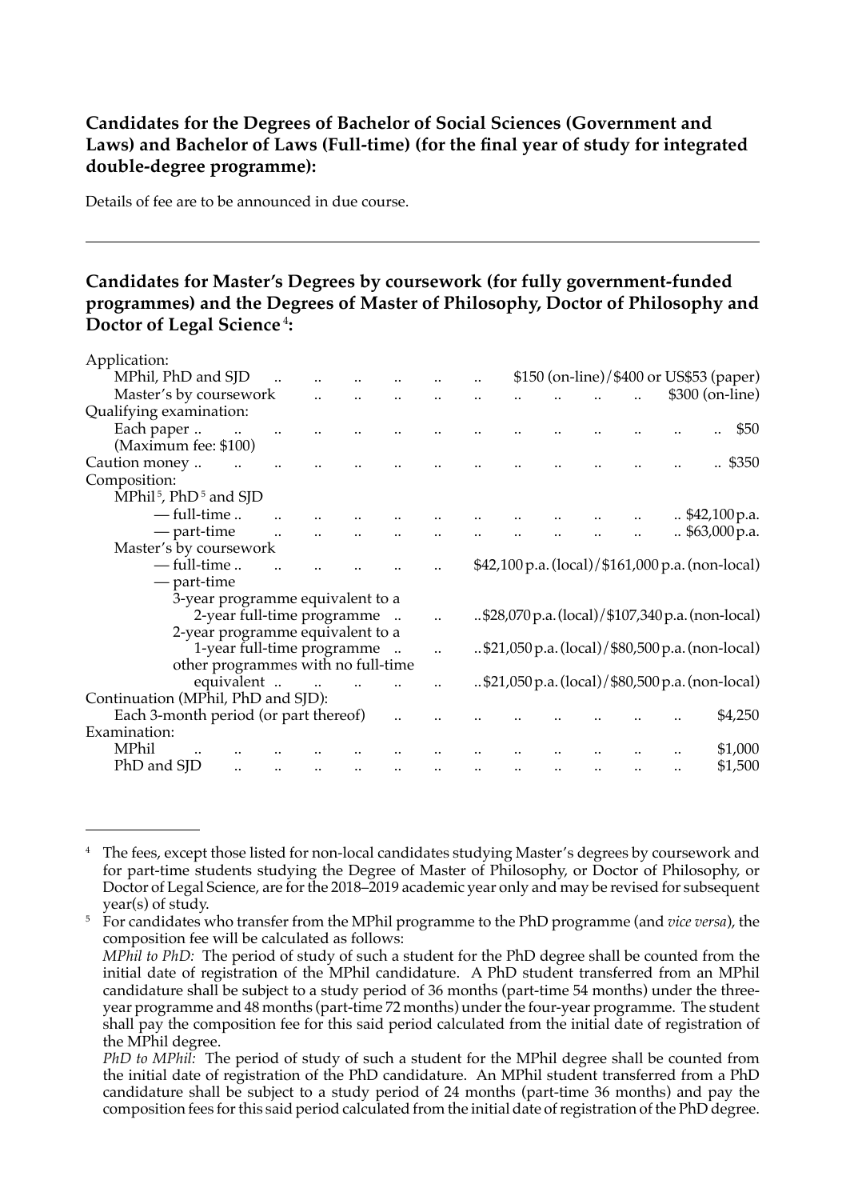### Candidates for the Degrees of Bachelor of Social Sciences (Government and Laws) and Bachelor of Laws (Full-time) (for the final year of study for integrated double-degree programme):

Details of fee are to be announced in due course.

---

### Candidates for Master's Degrees by coursework (for fully government-funded programmes) and the Degrees of Master of Philosophy, Doctor of Philosophy and Doctor of Legal Science[4]:

| | |
|---|---|
| Application: | |
| MPhil, PhD and SJD | $150 (on-line)/$400 or US$53 (paper) |
| Master's by coursework | $300 (on-line) |
| Qualifying examination: | |
| Each paper | $50 |
| (Maximum fee: $100) | |
| Caution money | $350 |
| Composition: | |
| MPhil[5], PhD[5] and SJD | |
| — full-time | $42,100 p.a. |
| — part-time | $63,000 p.a. |
| Master's by coursework | |
| — full-time | $42,100 p.a. (local)/$161,000 p.a. (non-local) |
| — part-time | |
| 3-year programme equivalent to a 2-year full-time programme | $28,070 p.a. (local)/$107,340 p.a. (non-local) |
| 2-year programme equivalent to a 1-year full-time programme | $21,050 p.a. (local)/$80,500 p.a. (non-local) |
| other programmes with no full-time equivalent | $21,050 p.a. (local)/$80,500 p.a. (non-local) |
| Continuation (MPhil, PhD and SJD): | |
| Each 3-month period (or part thereof) | $4,250 |
| Examination: | |
| MPhil | $1,000 |
| PhD and SJD | $1,500 |

---

[4] The fees, except those listed for non-local candidates studying Master's degrees by coursework and for part-time students studying the Degree of Master of Philosophy, or Doctor of Philosophy, or Doctor of Legal Science, are for the 2018–2019 academic year only and may be revised for subsequent year(s) of study.

[5] For candidates who transfer from the MPhil programme to the PhD programme (and *vice versa*), the composition fee will be calculated as follows:

*MPhil to PhD:* The period of study of such a student for the PhD degree shall be counted from the initial date of registration of the MPhil candidature. A PhD student transferred from an MPhil candidature shall be subject to a study period of 36 months (part-time 54 months) under the three-year programme and 48 months (part-time 72 months) under the four-year programme. The student shall pay the composition fee for this said period calculated from the initial date of registration of the MPhil degree.

*PhD to MPhil:* The period of study of such a student for the MPhil degree shall be counted from the initial date of registration of the PhD candidature. An MPhil student transferred from a PhD candidature shall be subject to a study period of 24 months (part-time 36 months) and pay the composition fees for this said period calculated from the initial date of registration of the PhD degree.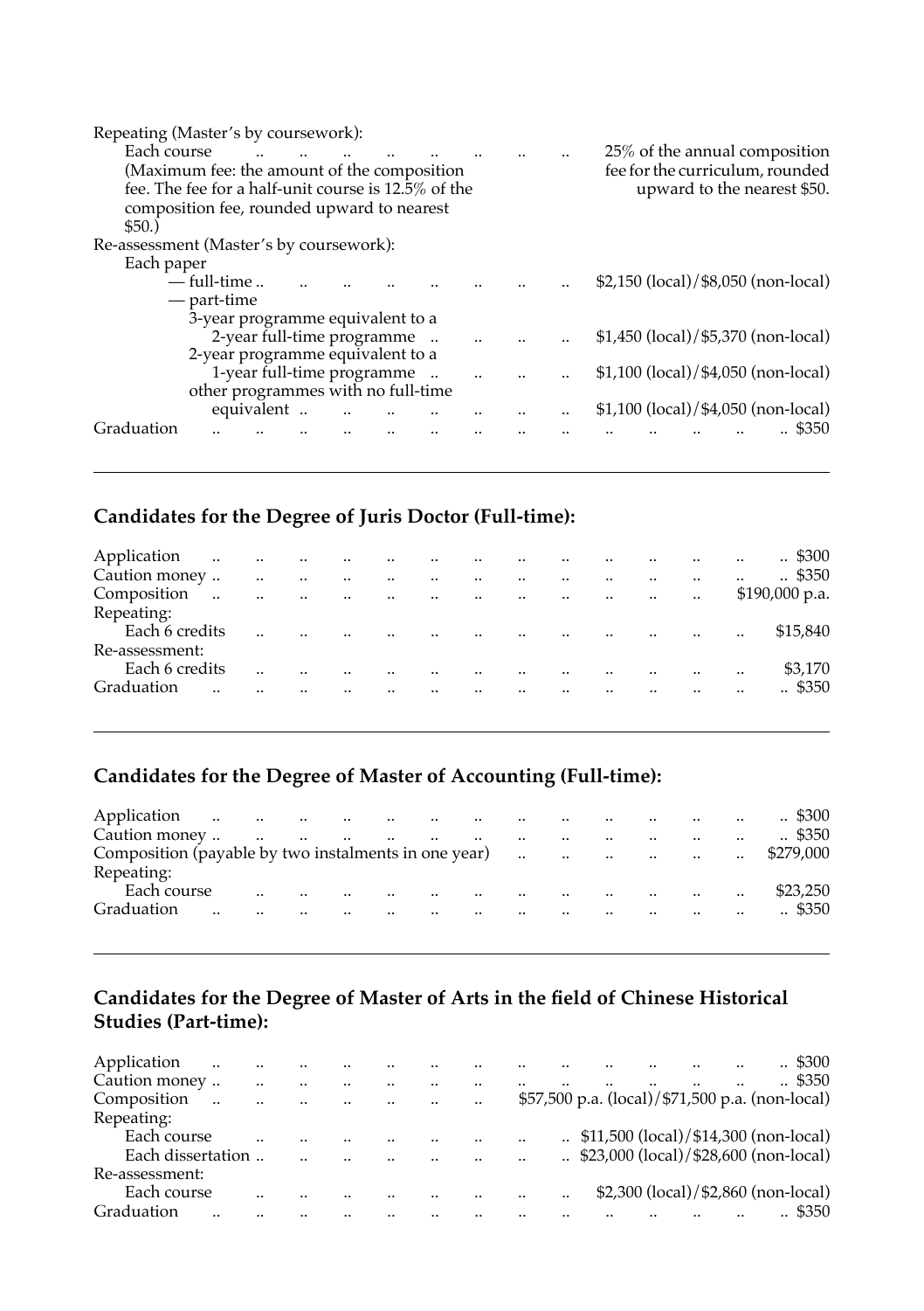Repeating (Master's by coursework):

| | |
|---|---|
| Each course (Maximum fee: the amount of the composition fee. The fee for a half-unit course is 12.5% of the composition fee, rounded upward to nearest $50.) | 25% of the annual composition fee for the curriculum, rounded upward to the nearest $50. |

Re-assessment (Master's by coursework):

| | |
|---|---|
| Each paper | |
| — full-time | $2,150 (local)/$8,050 (non-local) |
| — part-time | |
| 3-year programme equivalent to a 2-year full-time programme | $1,450 (local)/$5,370 (non-local) |
| 2-year programme equivalent to a 1-year full-time programme | $1,100 (local)/$4,050 (non-local) |
| other programmes with no full-time equivalent | $1,100 (local)/$4,050 (non-local) |
| Graduation | $350 |

---

## Candidates for the Degree of Juris Doctor (Full-time):

| | |
|---|---|
| Application | $300 |
| Caution money | $350 |
| Composition | $190,000 p.a. |
| Repeating: | |
| Each 6 credits | $15,840 |
| Re-assessment: | |
| Each 6 credits | $3,170 |
| Graduation | $350 |

---

## Candidates for the Degree of Master of Accounting (Full-time):

| | |
|---|---|
| Application | $300 |
| Caution money | $350 |
| Composition (payable by two instalments in one year) | $279,000 |
| Repeating: | |
| Each course | $23,250 |
| Graduation | $350 |

---

## Candidates for the Degree of Master of Arts in the field of Chinese Historical Studies (Part-time):

| | |
|---|---|
| Application | $300 |
| Caution money | $350 |
| Composition | $57,500 p.a. (local)/$71,500 p.a. (non-local) |
| Repeating: | |
| Each course | $11,500 (local)/$14,300 (non-local) |
| Each dissertation | $23,000 (local)/$28,600 (non-local) |
| Re-assessment: | |
| Each course | $2,300 (local)/$2,860 (non-local) |
| Graduation | $350 |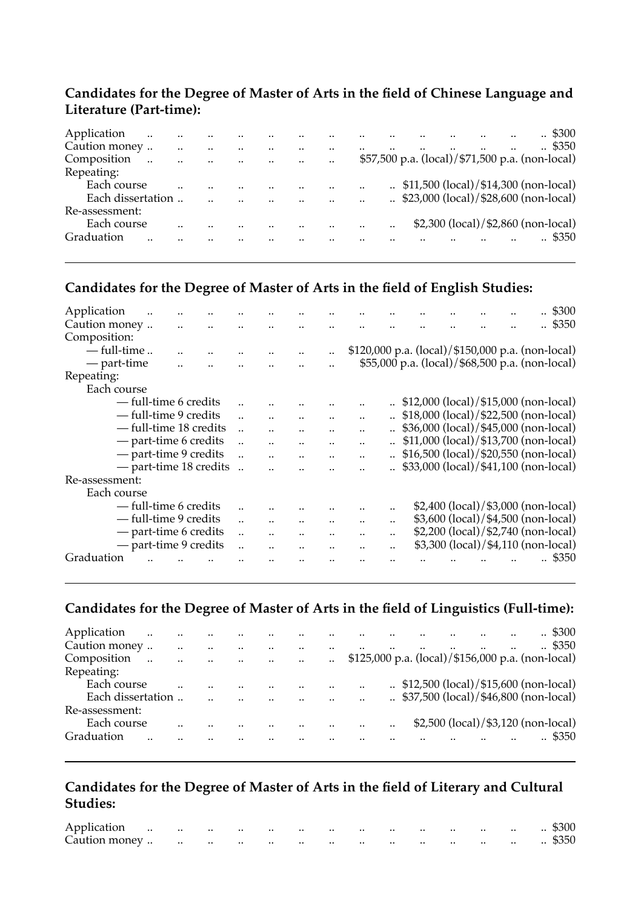### Candidates for the Degree of Master of Arts in the field of Chinese Language and Literature (Part-time):

| | |
|---|---|
| Application | $300 |
| Caution money | $350 |
| Composition | $57,500 p.a. (local)/$71,500 p.a. (non-local) |
| Repeating: | |
| Each course | $11,500 (local)/$14,300 (non-local) |
| Each dissertation | $23,000 (local)/$28,600 (non-local) |
| Re-assessment: | |
| Each course | $2,300 (local)/$2,860 (non-local) |
| Graduation | $350 |

### Candidates for the Degree of Master of Arts in the field of English Studies:

| | |
|---|---|
| Application | $300 |
| Caution money | $350 |
| Composition: | |
| — full-time | $120,000 p.a. (local)/$150,000 p.a. (non-local) |
| — part-time | $55,000 p.a. (local)/$68,500 p.a. (non-local) |
| Repeating: | |
| Each course | |
| — full-time 6 credits | $12,000 (local)/$15,000 (non-local) |
| — full-time 9 credits | $18,000 (local)/$22,500 (non-local) |
| — full-time 18 credits | $36,000 (local)/$45,000 (non-local) |
| — part-time 6 credits | $11,000 (local)/$13,700 (non-local) |
| — part-time 9 credits | $16,500 (local)/$20,550 (non-local) |
| — part-time 18 credits | $33,000 (local)/$41,100 (non-local) |
| Re-assessment: | |
| Each course | |
| — full-time 6 credits | $2,400 (local)/$3,000 (non-local) |
| — full-time 9 credits | $3,600 (local)/$4,500 (non-local) |
| — part-time 6 credits | $2,200 (local)/$2,740 (non-local) |
| — part-time 9 credits | $3,300 (local)/$4,110 (non-local) |
| Graduation | $350 |

### Candidates for the Degree of Master of Arts in the field of Linguistics (Full-time):

| | |
|---|---|
| Application | $300 |
| Caution money | $350 |
| Composition | $125,000 p.a. (local)/$156,000 p.a. (non-local) |
| Repeating: | |
| Each course | $12,500 (local)/$15,600 (non-local) |
| Each dissertation | $37,500 (local)/$46,800 (non-local) |
| Re-assessment: | |
| Each course | $2,500 (local)/$3,120 (non-local) |
| Graduation | $350 |

### Candidates for the Degree of Master of Arts in the field of Literary and Cultural Studies:

| | |
|---|---|
| Application | $300 |
| Caution money | $350 |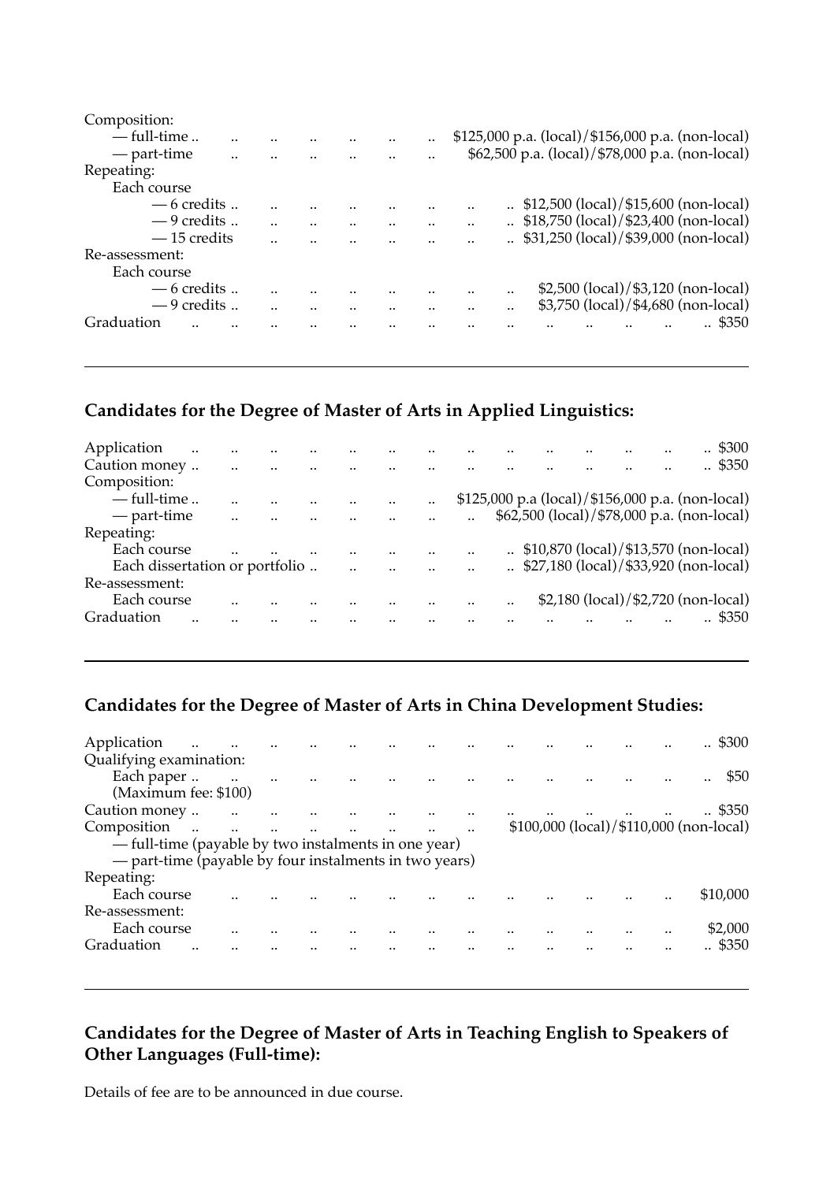| | |
|---|---|
| Composition: | |
| — full-time | $125,000 p.a. (local)/$156,000 p.a. (non-local) |
| — part-time | $62,500 p.a. (local)/$78,000 p.a. (non-local) |
| Repeating: | |
| Each course | |
| — 6 credits | $12,500 (local)/$15,600 (non-local) |
| — 9 credits | $18,750 (local)/$23,400 (non-local) |
| — 15 credits | $31,250 (local)/$39,000 (non-local) |
| Re-assessment: | |
| Each course | |
| — 6 credits | $2,500 (local)/$3,120 (non-local) |
| — 9 credits | $3,750 (local)/$4,680 (non-local) |
| Graduation | $350 |

## Candidates for the Degree of Master of Arts in Applied Linguistics:

| | |
|---|---|
| Application | $300 |
| Caution money | $350 |
| Composition: | |
| — full-time | $125,000 p.a (local)/$156,000 p.a. (non-local) |
| — part-time | $62,500 (local)/$78,000 (non-local) p.a. (non-local) |
| Repeating: | |
| Each course | $10,870 (local)/$13,570 (non-local) |
| Each dissertation or portfolio | $27,180 (local)/$33,920 (non-local) |
| Re-assessment: | |
| Each course | $2,180 (local)/$2,720 (non-local) |
| Graduation | $350 |

## Candidates for the Degree of Master of Arts in China Development Studies:

| | |
|---|---|
| Application | $300 |
| Qualifying examination: | |
| Each paper | $50 |
| (Maximum fee: $100) | |
| Caution money | $350 |
| Composition | $100,000 (local)/$110,000 (non-local) |
| — full-time (payable by two instalments in one year) | |
| — part-time (payable by four instalments in two years) | |
| Repeating: | |
| Each course | $10,000 |
| Re-assessment: | |
| Each course | $2,000 |
| Graduation | $350 |

## Candidates for the Degree of Master of Arts in Teaching English to Speakers of Other Languages (Full-time):

Details of fee are to be announced in due course.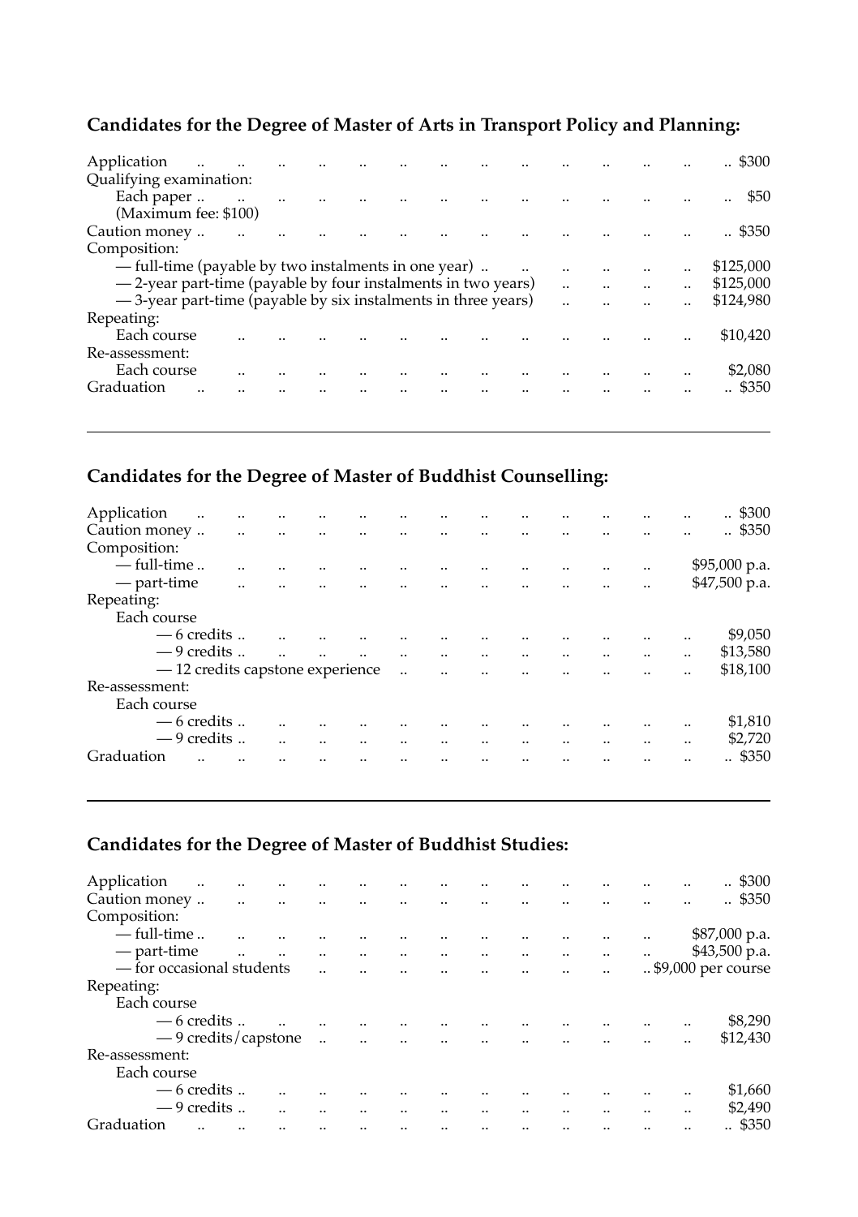## Candidates for the Degree of Master of Arts in Transport Policy and Planning:

| | |
|---|---|
| Application | $300 |
| Qualifying examination: | |
| Each paper | $50 |
| (Maximum fee: $100) | |
| Caution money | $350 |
| Composition: | |
| — full-time (payable by two instalments in one year) | $125,000 |
| — 2-year part-time (payable by four instalments in two years) | $125,000 |
| — 3-year part-time (payable by six instalments in three years) | $124,980 |
| Repeating: | |
| Each course | $10,420 |
| Re-assessment: | |
| Each course | $2,080 |
| Graduation | $350 |

---

## Candidates for the Degree of Master of Buddhist Counselling:

| | |
|---|---|
| Application | $300 |
| Caution money | $350 |
| Composition: | |
| — full-time | $95,000 p.a. |
| — part-time | $47,500 p.a. |
| Repeating: | |
| Each course | |
| — 6 credits | $9,050 |
| — 9 credits | $13,580 |
| — 12 credits capstone experience | $18,100 |
| Re-assessment: | |
| Each course | |
| — 6 credits | $1,810 |
| — 9 credits | $2,720 |
| Graduation | $350 |

---

## Candidates for the Degree of Master of Buddhist Studies:

| | |
|---|---|
| Application | $300 |
| Caution money | $350 |
| Composition: | |
| — full-time | $87,000 p.a. |
| — part-time | $43,500 p.a. |
| — for occasional students | $9,000 per course |
| Repeating: | |
| Each course | |
| — 6 credits | $8,290 |
| — 9 credits/capstone | $12,430 |
| Re-assessment: | |
| Each course | |
| — 6 credits | $1,660 |
| — 9 credits | $2,490 |
| Graduation | $350 |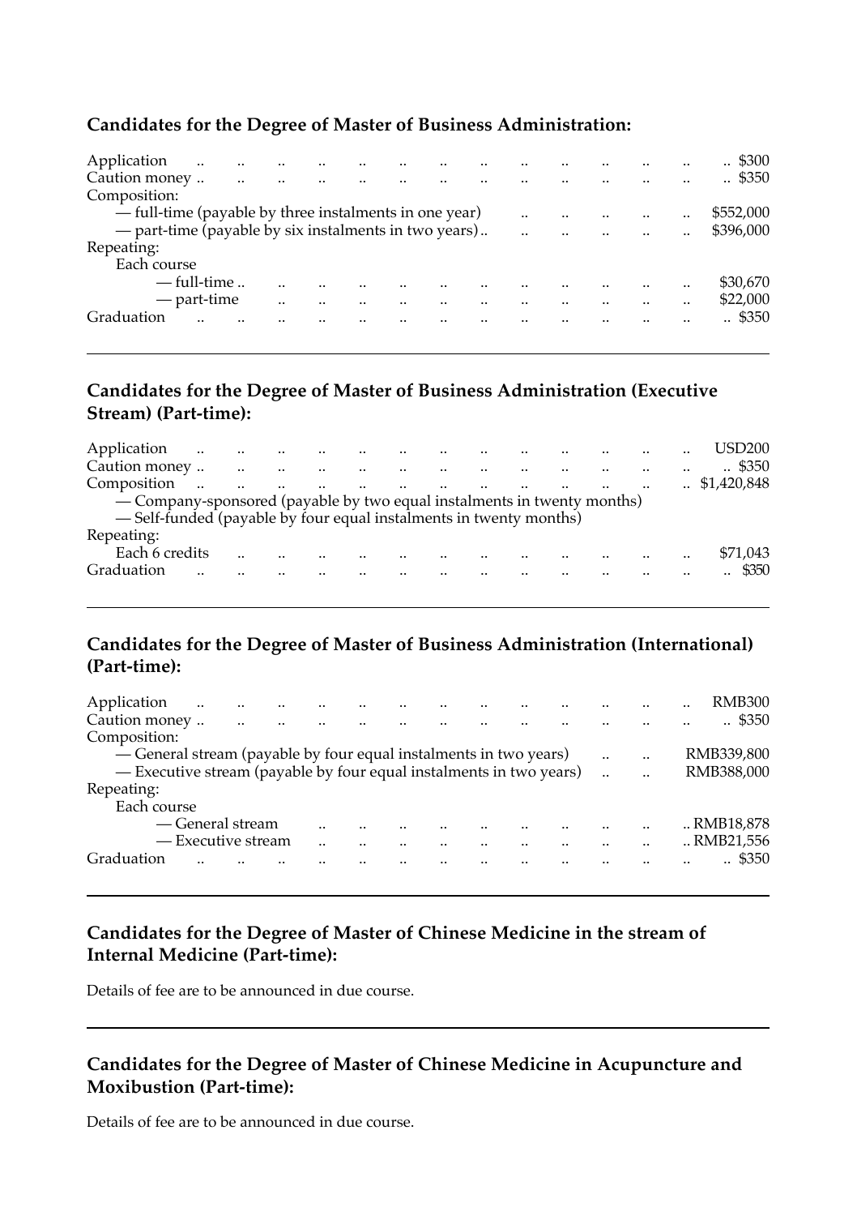### Candidates for the Degree of Master of Business Administration:

| | |
|---|---|
| Application | $300 |
| Caution money | $350 |
| Composition: | |
| — full-time (payable by three instalments in one year) | $552,000 |
| — part-time (payable by six instalments in two years) | $396,000 |
| Repeating: | |
| Each course | |
| — full-time | $30,670 |
| — part-time | $22,000 |
| Graduation | $350 |

---

### Candidates for the Degree of Master of Business Administration (Executive Stream) (Part-time):

| | |
|---|---|
| Application | USD200 |
| Caution money | $350 |
| Composition | $1,420,848 |
| — Company-sponsored (payable by two equal instalments in twenty months) | |
| — Self-funded (payable by four equal instalments in twenty months) | |
| Repeating: | |
| Each 6 credits | $71,043 |
| Graduation | $350 |

---

### Candidates for the Degree of Master of Business Administration (International) (Part-time):

| | |
|---|---|
| Application | RMB300 |
| Caution money | $350 |
| Composition: | |
| — General stream (payable by four equal instalments in two years) | RMB339,800 |
| — Executive stream (payable by four equal instalments in two years) | RMB388,000 |
| Repeating: | |
| Each course | |
| — General stream | RMB18,878 |
| — Executive stream | RMB21,556 |
| Graduation | $350 |

---

### Candidates for the Degree of Master of Chinese Medicine in the stream of Internal Medicine (Part-time):

Details of fee are to be announced in due course.

---

### Candidates for the Degree of Master of Chinese Medicine in Acupuncture and Moxibustion (Part-time):

Details of fee are to be announced in due course.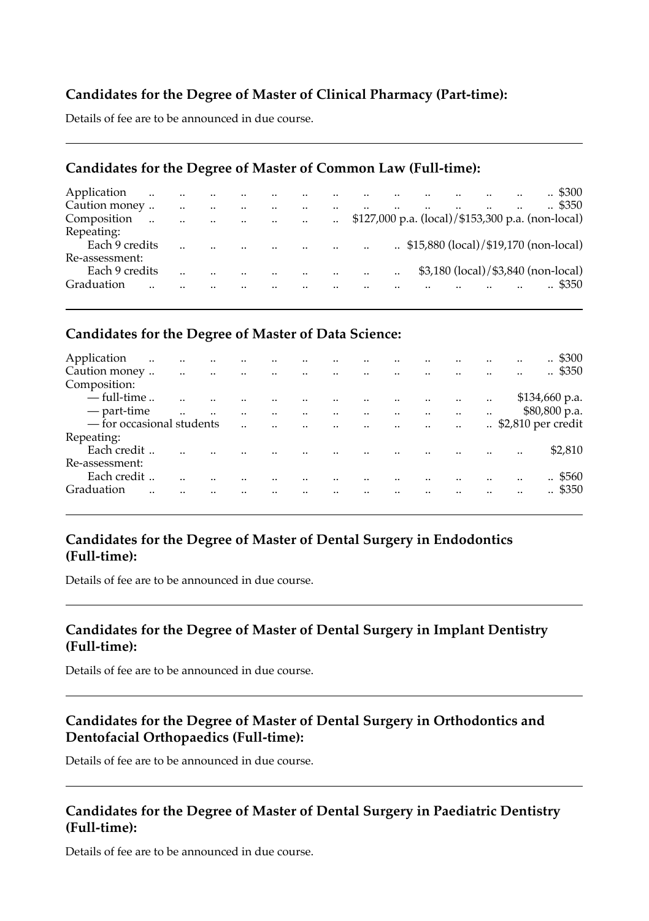### Candidates for the Degree of Master of Clinical Pharmacy (Part-time):

Details of fee are to be announced in due course.

---

### Candidates for the Degree of Master of Common Law (Full-time):

| | |
|---|---|
| Application | $300 |
| Caution money | $350 |
| Composition | $127,000 p.a. (local)/$153,300 p.a. (non-local) |
| Repeating: | |
| Each 9 credits | $15,880 (local)/$19,170 (non-local) |
| Re-assessment: | |
| Each 9 credits | $3,180 (local)/$3,840 (non-local) |
| Graduation | $350 |

---

### Candidates for the Degree of Master of Data Science:

| | |
|---|---|
| Application | $300 |
| Caution money | $350 |
| Composition: | |
| — full-time | $134,660 p.a. |
| — part-time | $80,800 p.a. |
| — for occasional students | $2,810 per credit |
| Repeating: | |
| Each credit | $2,810 |
| Re-assessment: | |
| Each credit | $560 |
| Graduation | $350 |

---

### Candidates for the Degree of Master of Dental Surgery in Endodontics (Full-time):

Details of fee are to be announced in due course.

---

### Candidates for the Degree of Master of Dental Surgery in Implant Dentistry (Full-time):

Details of fee are to be announced in due course.

---

### Candidates for the Degree of Master of Dental Surgery in Orthodontics and Dentofacial Orthopaedics (Full-time):

Details of fee are to be announced in due course.

---

### Candidates for the Degree of Master of Dental Surgery in Paediatric Dentistry (Full-time):

Details of fee are to be announced in due course.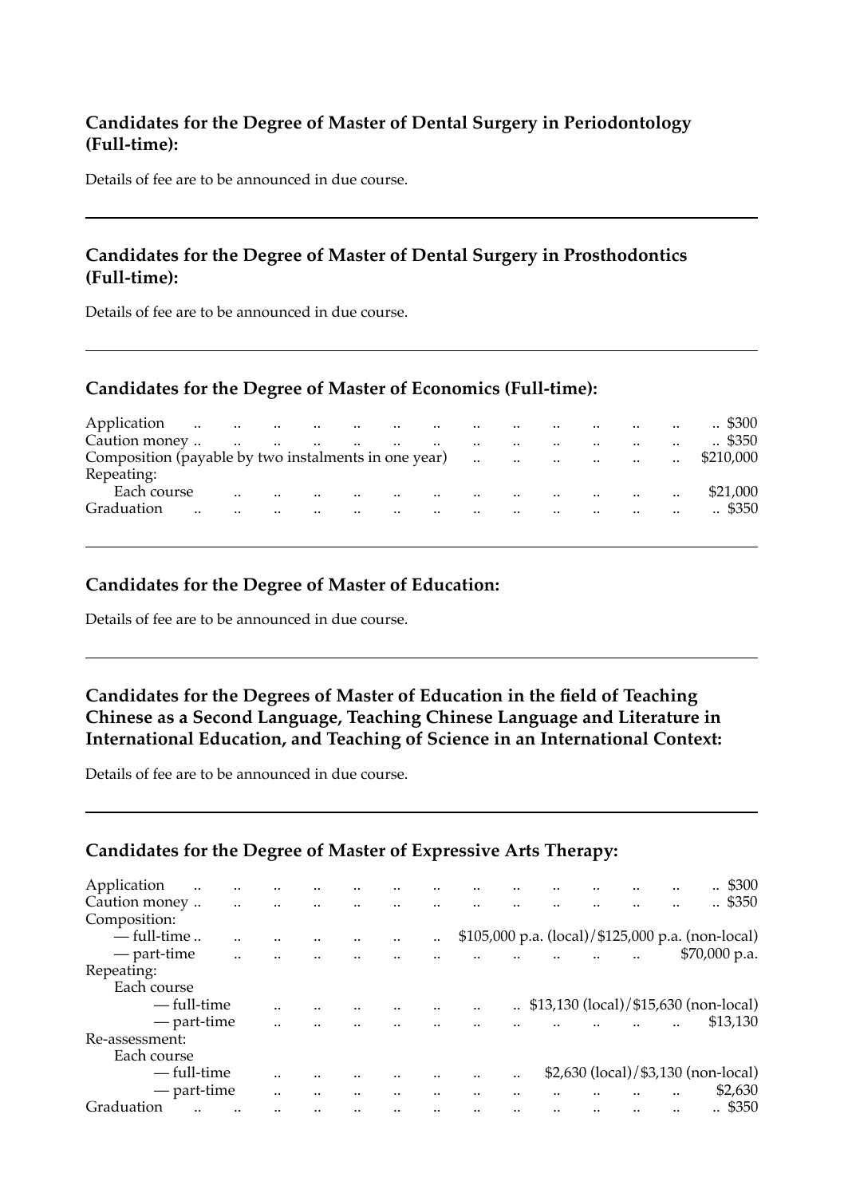### Candidates for the Degree of Master of Dental Surgery in Periodontology (Full-time):

Details of fee are to be announced in due course.

---

### Candidates for the Degree of Master of Dental Surgery in Prosthodontics (Full-time):

Details of fee are to be announced in due course.

---

### Candidates for the Degree of Master of Economics (Full-time):

| | |
|---|---|
| Application | $300 |
| Caution money | $350 |
| Composition (payable by two instalments in one year) | $210,000 |
| Repeating: | |
| Each course | $21,000 |
| Graduation | $350 |

---

### Candidates for the Degree of Master of Education:

Details of fee are to be announced in due course.

---

### Candidates for the Degrees of Master of Education in the field of Teaching Chinese as a Second Language, Teaching Chinese Language and Literature in International Education, and Teaching of Science in an International Context:

Details of fee are to be announced in due course.

---

### Candidates for the Degree of Master of Expressive Arts Therapy:

| | |
|---|---|
| Application | $300 |
| Caution money | $350 |
| Composition: | |
| — full-time | $105,000 p.a. (local)/$125,000 p.a. (non-local) |
| — part-time | $70,000 p.a. |
| Repeating: | |
| Each course | |
| — full-time | $13,130 (local)/$15,630 (non-local) |
| — part-time | $13,130 |
| Re-assessment: | |
| Each course | |
| — full-time | $2,630 (local)/$3,130 (non-local) |
| — part-time | $2,630 |
| Graduation | $350 |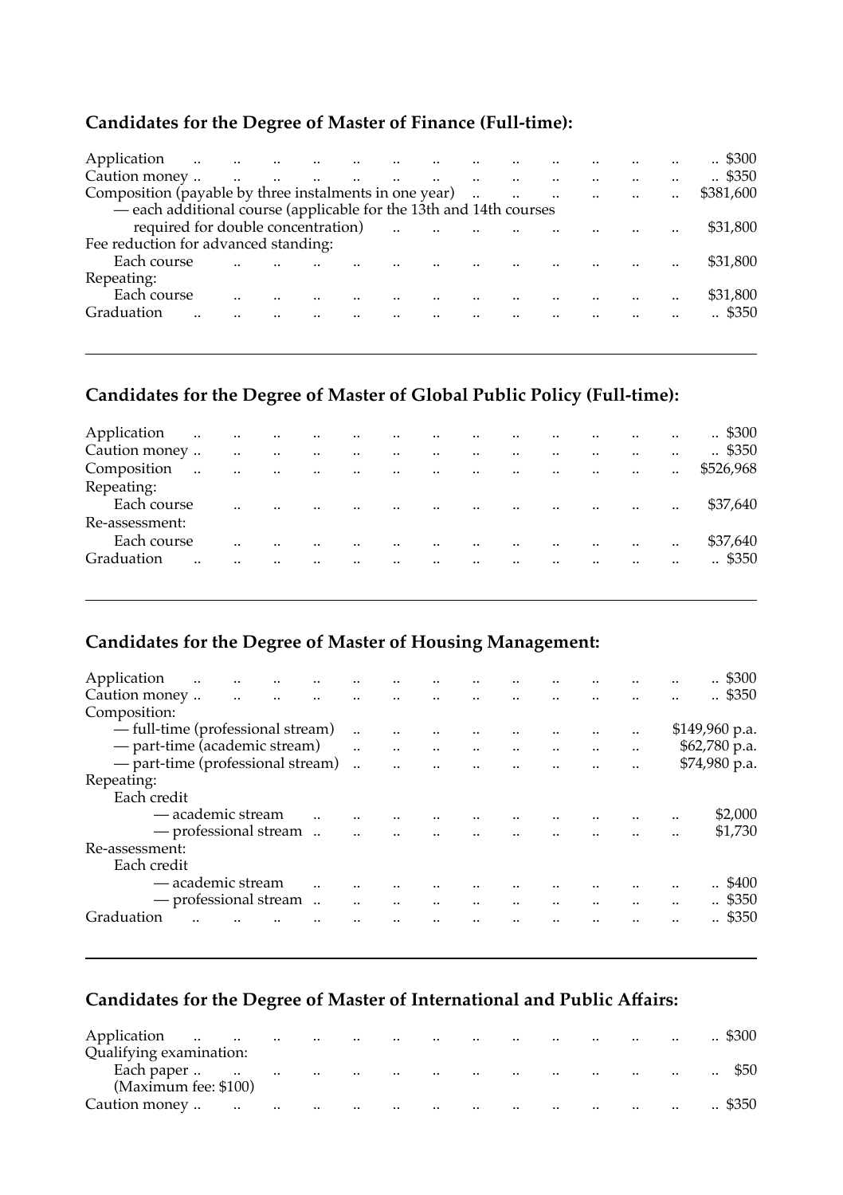## Candidates for the Degree of Master of Finance (Full-time):

| | |
|---|---|
| Application | $300 |
| Caution money | $350 |
| Composition (payable by three instalments in one year) | $381,600 |
| — each additional course (applicable for the 13th and 14th courses required for double concentration) | $31,800 |
| Fee reduction for advanced standing: | |
| Each course | $31,800 |
| Repeating: | |
| Each course | $31,800 |
| Graduation | $350 |

---

## Candidates for the Degree of Master of Global Public Policy (Full-time):

| | |
|---|---|
| Application | $300 |
| Caution money | $350 |
| Composition | $526,968 |
| Repeating: | |
| Each course | $37,640 |
| Re-assessment: | |
| Each course | $37,640 |
| Graduation | $350 |

---

## Candidates for the Degree of Master of Housing Management:

| | |
|---|---|
| Application | $300 |
| Caution money | $350 |
| Composition: | |
| — full-time (professional stream) | $149,960 p.a. |
| — part-time (academic stream) | $62,780 p.a. |
| — part-time (professional stream) | $74,980 p.a. |
| Repeating: | |
| Each credit | |
| — academic stream | $2,000 |
| — professional stream | $1,730 |
| Re-assessment: | |
| Each credit | |
| — academic stream | $400 |
| — professional stream | $350 |
| Graduation | $350 |

---

## Candidates for the Degree of Master of International and Public Affairs:

| | |
|---|---|
| Application | $300 |
| Qualifying examination: | |
| Each paper | $50 |
| (Maximum fee: $100) | |
| Caution money | $350 |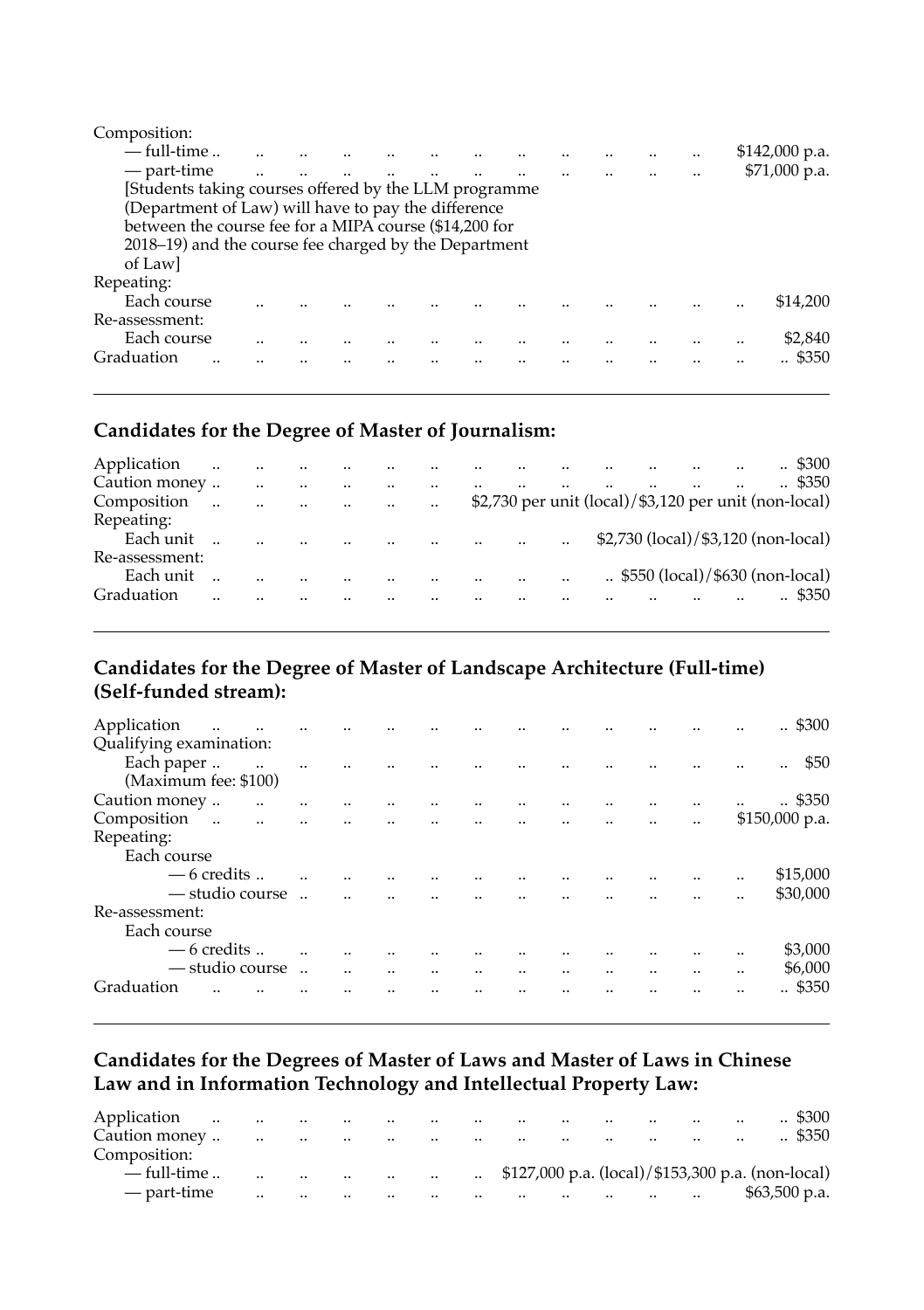Composition:

| | |
|---|---|
| — full-time | $142,000 p.a. |
| — part-time | $71,000 p.a. |

[Students taking courses offered by the LLM programme (Department of Law) will have to pay the difference between the course fee for a MIPA course ($14,200 for 2018–19) and the course fee charged by the Department of Law]

| | |
|---|---|
| Repeating: | |
| Each course | $14,200 |
| Re-assessment: | |
| Each course | $2,840 |
| Graduation | $350 |

---

### Candidates for the Degree of Master of Journalism:

| | |
|---|---|
| Application | $300 |
| Caution money | $350 |
| Composition | $2,730 per unit (local)/$3,120 per unit (non-local) |
| Repeating: | |
| Each unit | $2,730 (local)/$3,120 (non-local) |
| Re-assessment: | |
| Each unit | $550 (local)/$630 (non-local) |
| Graduation | $350 |

---

### Candidates for the Degree of Master of Landscape Architecture (Full-time) (Self-funded stream):

| | |
|---|---|
| Application | $300 |
| Qualifying examination: | |
| Each paper (Maximum fee: $100) | $50 |
| Caution money | $350 |
| Composition | $150,000 p.a. |
| Repeating: | |
| Each course | |
| — 6 credits | $15,000 |
| — studio course | $30,000 |
| Re-assessment: | |
| Each course | |
| — 6 credits | $3,000 |
| — studio course | $6,000 |
| Graduation | $350 |

---

### Candidates for the Degrees of Master of Laws and Master of Laws in Chinese Law and in Information Technology and Intellectual Property Law:

| | |
|---|---|
| Application | $300 |
| Caution money | $350 |
| Composition: | |
| — full-time | $127,000 p.a. (local)/$153,300 p.a. (non-local) |
| — part-time | $63,500 p.a. |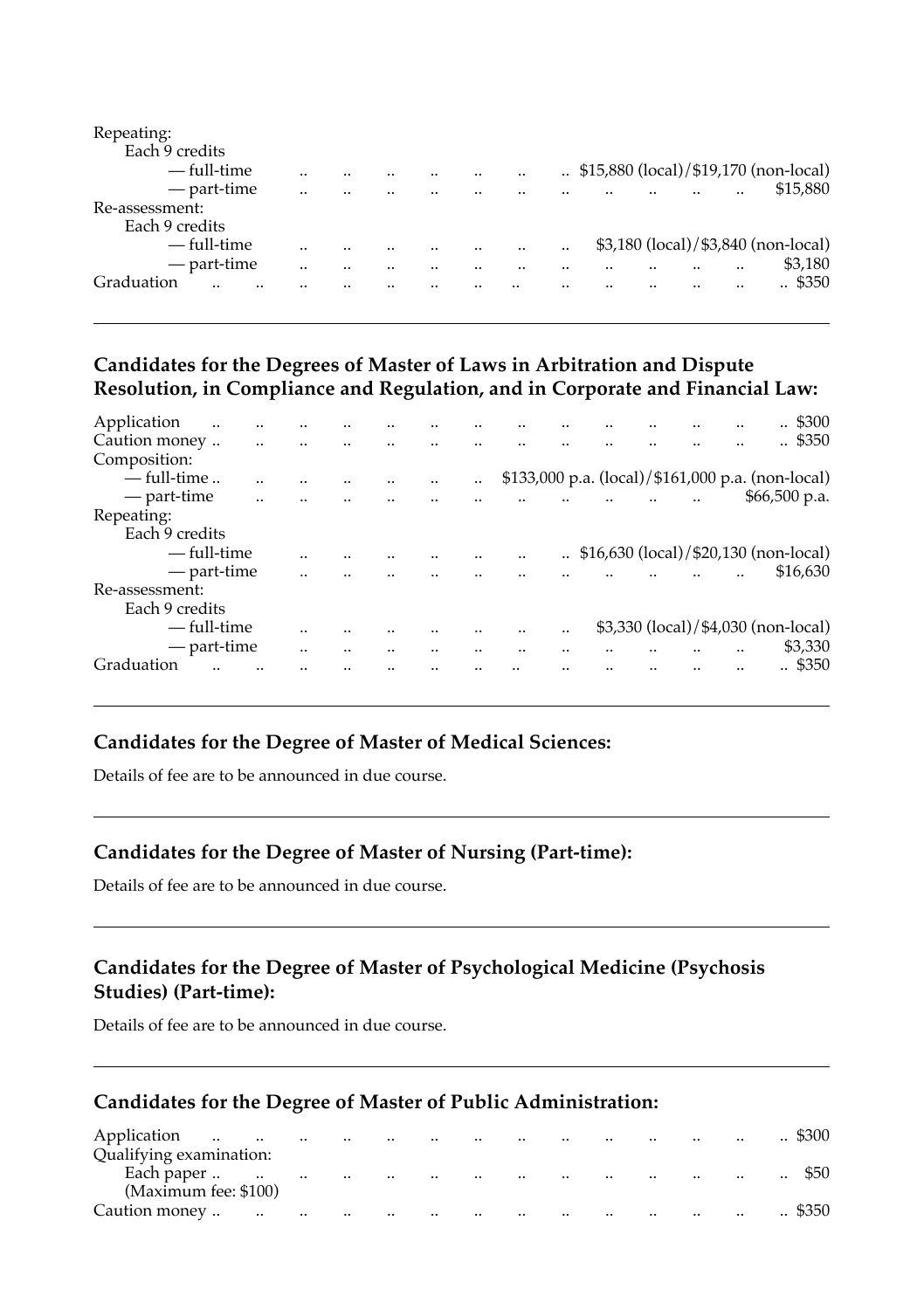Repeating:

Each 9 credits

| | |
|---|---|
| — full-time | $15,880 (local)/$19,170 (non-local) |
| — part-time | $15,880 |

Re-assessment:

Each 9 credits

| | |
|---|---|
| — full-time | $3,180 (local)/$3,840 (non-local) |
| — part-time | $3,180 |

| | |
|---|---|
| Graduation | $350 |

---

### Candidates for the Degrees of Master of Laws in Arbitration and Dispute Resolution, in Compliance and Regulation, and in Corporate and Financial Law:

| | |
|---|---|
| Application | $300 |
| Caution money | $350 |

Composition:

| | |
|---|---|
| — full-time | $133,000 p.a. (local)/$161,000 p.a. (non-local) |
| — part-time | $66,500 p.a. |

Repeating:

Each 9 credits

| | |
|---|---|
| — full-time | $16,630 (local)/$20,130 (non-local) |
| — part-time | $16,630 |

Re-assessment:

Each 9 credits

| | |
|---|---|
| — full-time | $3,330 (local)/$4,030 (non-local) |
| — part-time | $3,330 |

| | |
|---|---|
| Graduation | $350 |

---

### Candidates for the Degree of Master of Medical Sciences:

Details of fee are to be announced in due course.

---

### Candidates for the Degree of Master of Nursing (Part-time):

Details of fee are to be announced in due course.

---

### Candidates for the Degree of Master of Psychological Medicine (Psychosis Studies) (Part-time):

Details of fee are to be announced in due course.

---

### Candidates for the Degree of Master of Public Administration:

| | |
|---|---|
| Application | $300 |

Qualifying examination:

| | |
|---|---|
| Each paper (Maximum fee: $100) | $50 |
| Caution money | $350 |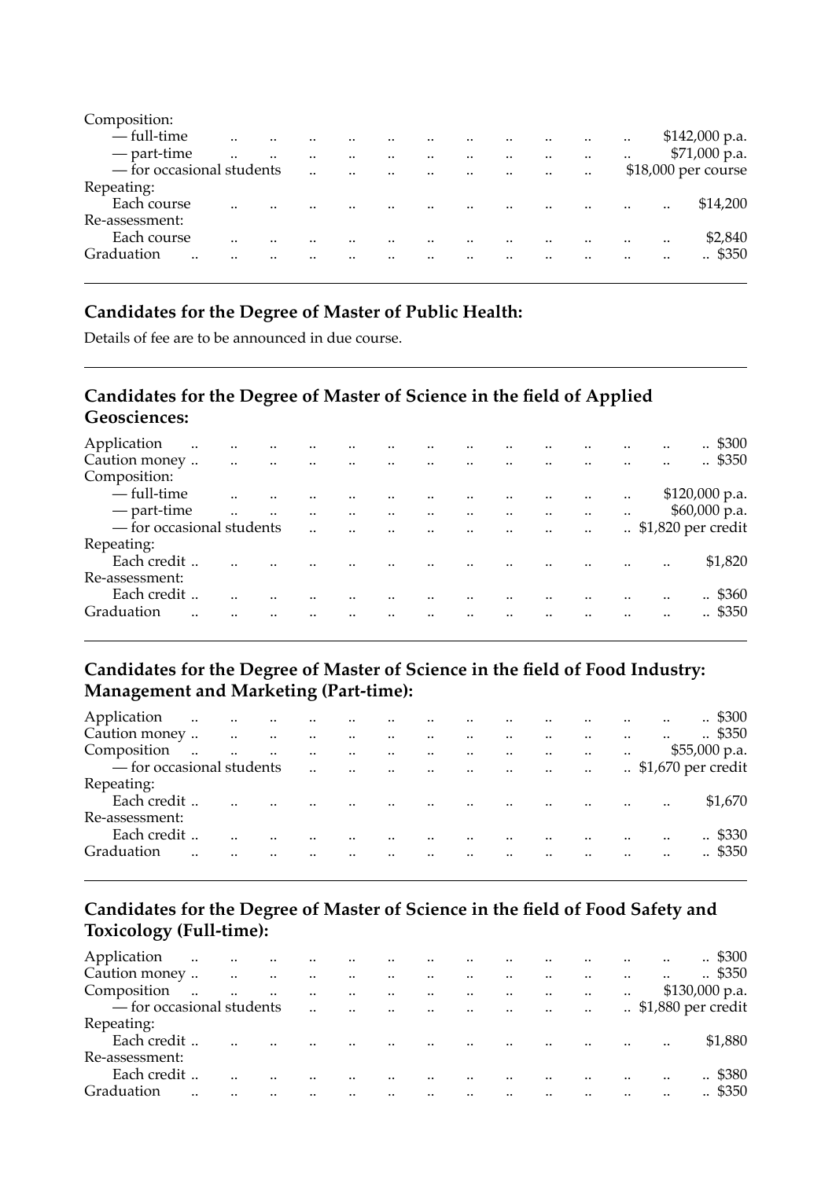Composition:

| | |
|---|---|
| — full-time | $142,000 p.a. |
| — part-time | $71,000 p.a. |
| — for occasional students | $18,000 per course |

Repeating:

| | |
|---|---|
| Each course | $14,200 |

Re-assessment:

| | |
|---|---|
| Each course | $2,840 |
| Graduation | $350 |

---

## Candidates for the Degree of Master of Public Health:

Details of fee are to be announced in due course.

---

## Candidates for the Degree of Master of Science in the field of Applied Geosciences:

| | |
|---|---|
| Application | $300 |
| Caution money | $350 |
| Composition: | |
| — full-time | $120,000 p.a. |
| — part-time | $60,000 p.a. |
| — for occasional students | $1,820 per credit |
| Repeating: | |
| Each credit | $1,820 |
| Re-assessment: | |
| Each credit | $360 |
| Graduation | $350 |

---

## Candidates for the Degree of Master of Science in the field of Food Industry: Management and Marketing (Part-time):

| | |
|---|---|
| Application | $300 |
| Caution money | $350 |
| Composition | $55,000 p.a. |
| — for occasional students | $1,670 per credit |
| Repeating: | |
| Each credit | $1,670 |
| Re-assessment: | |
| Each credit | $330 |
| Graduation | $350 |

---

## Candidates for the Degree of Master of Science in the field of Food Safety and Toxicology (Full-time):

| | |
|---|---|
| Application | $300 |
| Caution money | $350 |
| Composition | $130,000 p.a. |
| — for occasional students | $1,880 per credit |
| Repeating: | |
| Each credit | $1,880 |
| Re-assessment: | |
| Each credit | $380 |
| Graduation | $350 |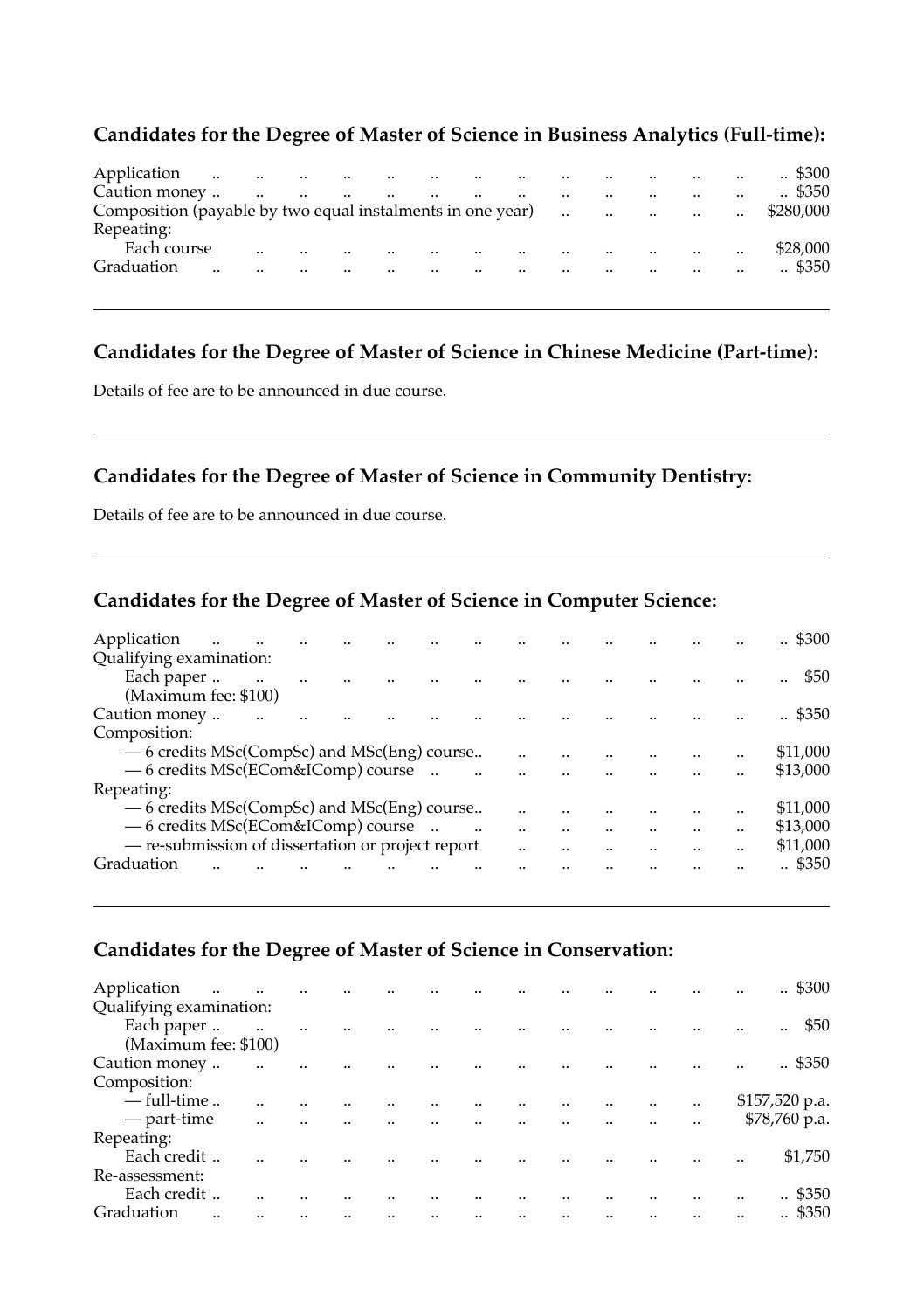### Candidates for the Degree of Master of Science in Business Analytics (Full-time):

| | |
|---|---|
| Application | $300 |
| Caution money | $350 |
| Composition (payable by two equal instalments in one year) | $280,000 |
| Repeating: | |
| Each course | $28,000 |
| Graduation | $350 |

---

### Candidates for the Degree of Master of Science in Chinese Medicine (Part-time):

Details of fee are to be announced in due course.

---

### Candidates for the Degree of Master of Science in Community Dentistry:

Details of fee are to be announced in due course.

---

### Candidates for the Degree of Master of Science in Computer Science:

| | |
|---|---|
| Application | $300 |
| Qualifying examination: | |
| Each paper (Maximum fee: $100) | $50 |
| Caution money | $350 |
| Composition: | |
| — 6 credits MSc(CompSc) and MSc(Eng) course | $11,000 |
| — 6 credits MSc(ECom&IComp) course | $13,000 |
| Repeating: | |
| — 6 credits MSc(CompSc) and MSc(Eng) course | $11,000 |
| — 6 credits MSc(ECom&IComp) course | $13,000 |
| — re-submission of dissertation or project report | $11,000 |
| Graduation | $350 |

---

### Candidates for the Degree of Master of Science in Conservation:

| | |
|---|---|
| Application | $300 |
| Qualifying examination: | |
| Each paper (Maximum fee: $100) | $50 |
| Caution money | $350 |
| Composition: | |
| — full-time | $157,520 p.a. |
| — part-time | $78,760 p.a. |
| Repeating: | |
| Each credit | $1,750 |
| Re-assessment: | |
| Each credit | $350 |
| Graduation | $350 |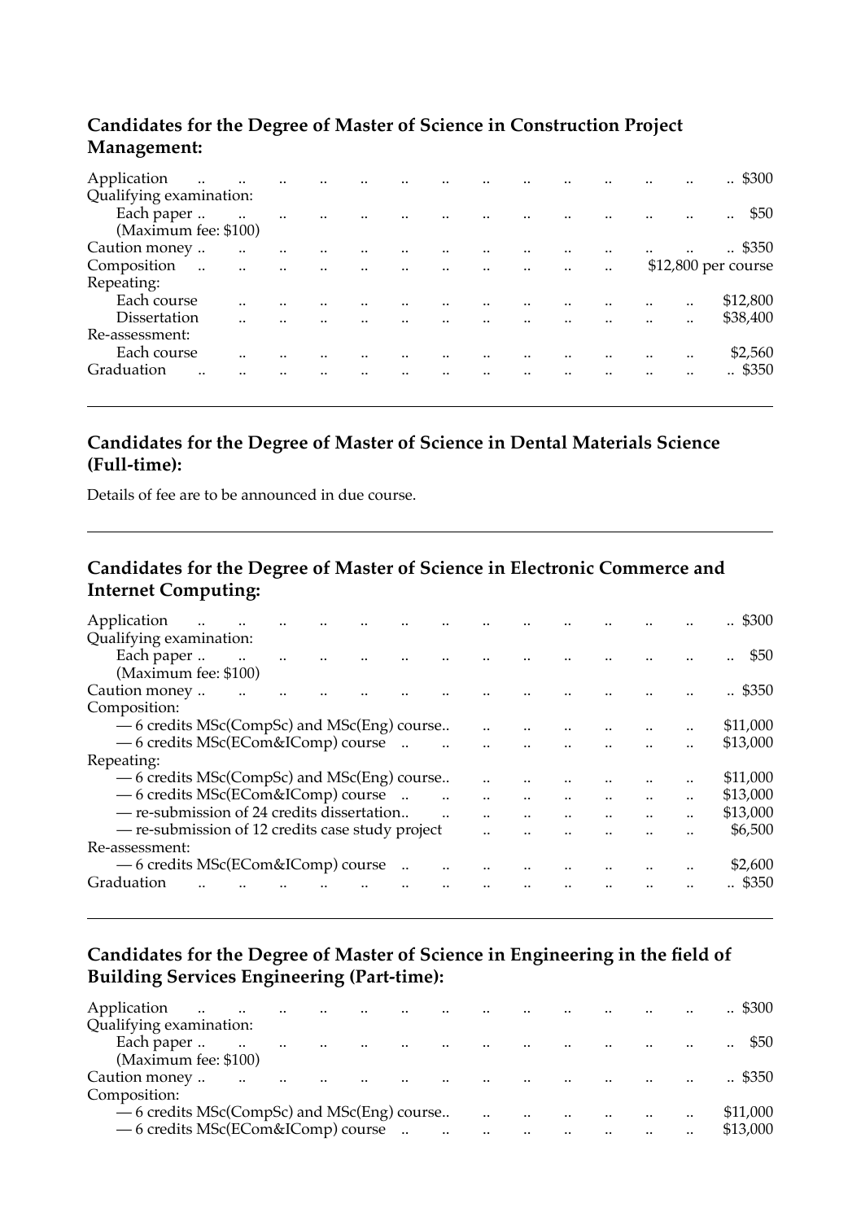### Candidates for the Degree of Master of Science in Construction Project Management:

| | |
|---|---|
| Application | $300 |
| Qualifying examination: | |
| Each paper | $50 |
| (Maximum fee: $100) | |
| Caution money | $350 |
| Composition | $12,800 per course |
| Repeating: | |
| Each course | $12,800 |
| Dissertation | $38,400 |
| Re-assessment: | |
| Each course | $2,560 |
| Graduation | $350 |

---

### Candidates for the Degree of Master of Science in Dental Materials Science (Full-time):

Details of fee are to be announced in due course.

---

### Candidates for the Degree of Master of Science in Electronic Commerce and Internet Computing:

| | |
|---|---|
| Application | $300 |
| Qualifying examination: | |
| Each paper | $50 |
| (Maximum fee: $100) | |
| Caution money | $350 |
| Composition: | |
| — 6 credits MSc(CompSc) and MSc(Eng) course | $11,000 |
| — 6 credits MSc(ECom&IComp) course | $13,000 |
| Repeating: | |
| — 6 credits MSc(CompSc) and MSc(Eng) course | $11,000 |
| — 6 credits MSc(ECom&IComp) course | $13,000 |
| — re-submission of 24 credits dissertation | $13,000 |
| — re-submission of 12 credits case study project | $6,500 |
| Re-assessment: | |
| — 6 credits MSc(ECom&IComp) course | $2,600 |
| Graduation | $350 |

---

### Candidates for the Degree of Master of Science in Engineering in the field of Building Services Engineering (Part-time):

| | |
|---|---|
| Application | $300 |
| Qualifying examination: | |
| Each paper | $50 |
| (Maximum fee: $100) | |
| Caution money | $350 |
| Composition: | |
| — 6 credits MSc(CompSc) and MSc(Eng) course | $11,000 |
| — 6 credits MSc(ECom&IComp) course | $13,000 |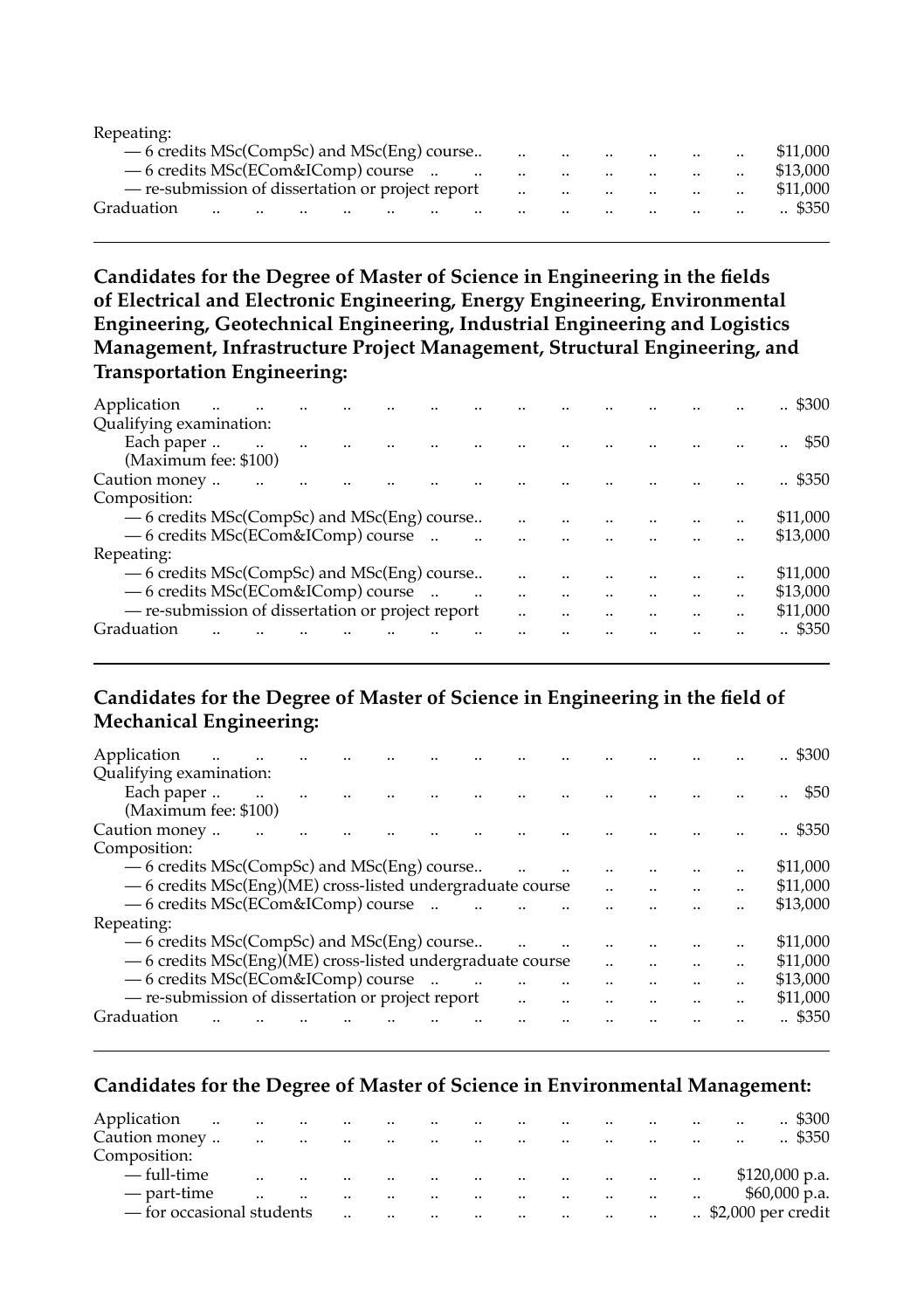Repeating:

| | |
|---|---|
| — 6 credits MSc(CompSc) and MSc(Eng) course | $11,000 |
| — 6 credits MSc(ECom&IComp) course | $13,000 |
| — re-submission of dissertation or project report | $11,000 |
| Graduation | $350 |

---

**Candidates for the Degree of Master of Science in Engineering in the fields of Electrical and Electronic Engineering, Energy Engineering, Environmental Engineering, Geotechnical Engineering, Industrial Engineering and Logistics Management, Infrastructure Project Management, Structural Engineering, and Transportation Engineering:**

| | |
|---|---|
| Application | $300 |
| Qualifying examination: | |
| Each paper | $50 |
| (Maximum fee: $100) | |
| Caution money | $350 |
| Composition: | |
| — 6 credits MSc(CompSc) and MSc(Eng) course | $11,000 |
| — 6 credits MSc(ECom&IComp) course | $13,000 |
| Repeating: | |
| — 6 credits MSc(CompSc) and MSc(Eng) course | $11,000 |
| — 6 credits MSc(ECom&IComp) course | $13,000 |
| — re-submission of dissertation or project report | $11,000 |
| Graduation | $350 |

---

**Candidates for the Degree of Master of Science in Engineering in the field of Mechanical Engineering:**

| | |
|---|---|
| Application | $300 |
| Qualifying examination: | |
| Each paper | $50 |
| (Maximum fee: $100) | |
| Caution money | $350 |
| Composition: | |
| — 6 credits MSc(CompSc) and MSc(Eng) course | $11,000 |
| — 6 credits MSc(Eng)(ME) cross-listed undergraduate course | $11,000 |
| — 6 credits MSc(ECom&IComp) course | $13,000 |
| Repeating: | |
| — 6 credits MSc(CompSc) and MSc(Eng) course | $11,000 |
| — 6 credits MSc(Eng)(ME) cross-listed undergraduate course | $11,000 |
| — 6 credits MSc(ECom&IComp) course | $13,000 |
| — re-submission of dissertation or project report | $11,000 |
| Graduation | $350 |

---

**Candidates for the Degree of Master of Science in Environmental Management:**

| | |
|---|---|
| Application | $300 |
| Caution money | $350 |
| Composition: | |
| — full-time | $120,000 p.a. |
| — part-time | $60,000 p.a. |
| — for occasional students | $2,000 per credit |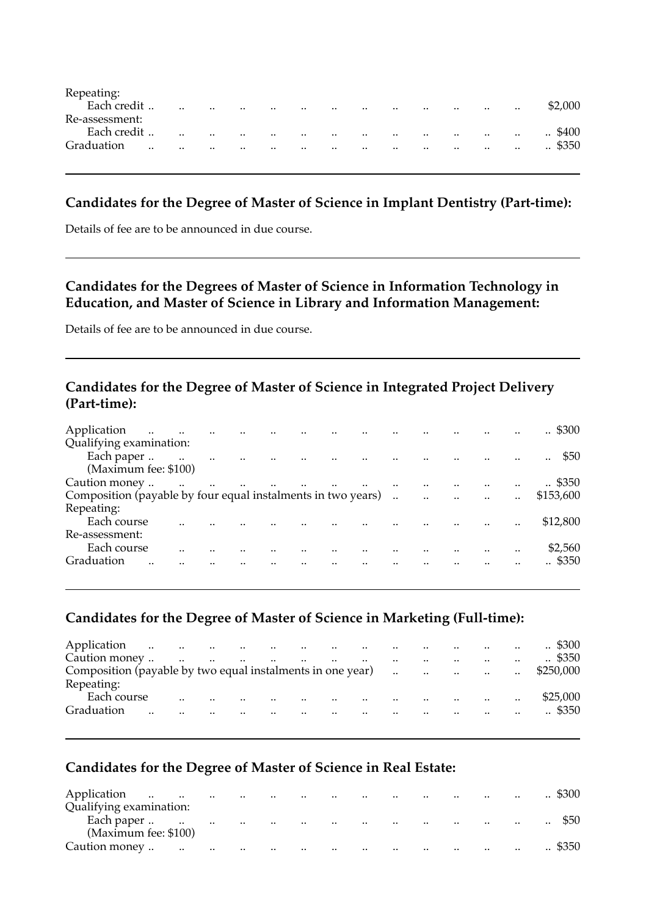Repeating:
- Each credit .. $2,000

Re-assessment:
- Each credit .. $400

Graduation .. $350

---

### Candidates for the Degree of Master of Science in Implant Dentistry (Part-time):

Details of fee are to be announced in due course.

---

### Candidates for the Degrees of Master of Science in Information Technology in Education, and Master of Science in Library and Information Management:

Details of fee are to be announced in due course.

---

### Candidates for the Degree of Master of Science in Integrated Project Delivery (Part-time):

| | |
|---|---|
| Application | $300 |
| Qualifying examination: | |
| Each paper | $50 |
| (Maximum fee: $100) | |
| Caution money | $350 |
| Composition (payable by four equal instalments in two years) | $153,600 |
| Repeating: | |
| Each course | $12,800 |
| Re-assessment: | |
| Each course | $2,560 |
| Graduation | $350 |

---

### Candidates for the Degree of Master of Science in Marketing (Full-time):

| | |
|---|---|
| Application | $300 |
| Caution money | $350 |
| Composition (payable by two equal instalments in one year) | $250,000 |
| Repeating: | |
| Each course | $25,000 |
| Graduation | $350 |

---

### Candidates for the Degree of Master of Science in Real Estate:

| | |
|---|---|
| Application | $300 |
| Qualifying examination: | |
| Each paper | $50 |
| (Maximum fee: $100) | |
| Caution money | $350 |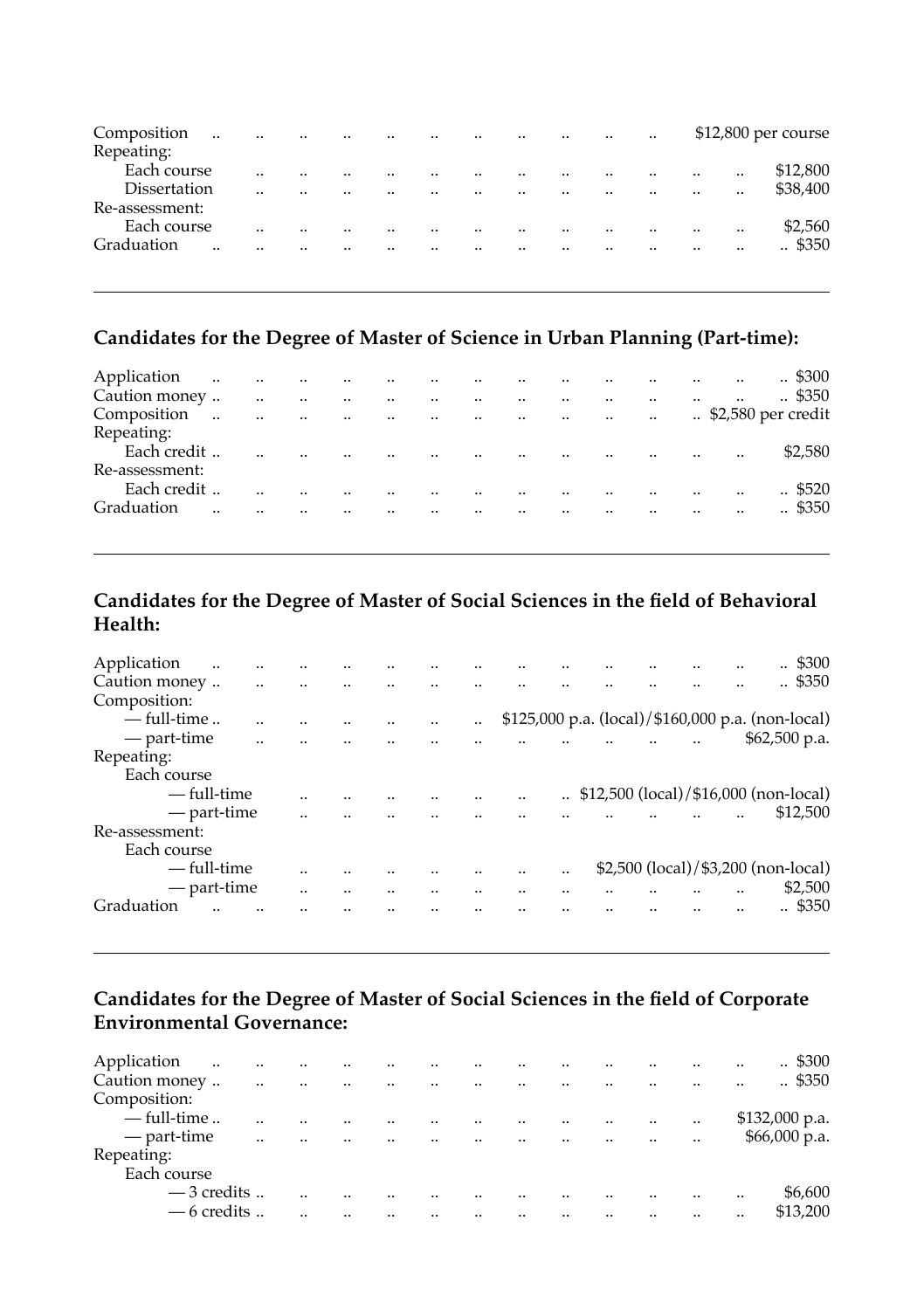| | |
|---|---|
| Composition | $12,800 per course |
| Repeating: | |
| Each course | $12,800 |
| Dissertation | $38,400 |
| Re-assessment: | |
| Each course | $2,560 |
| Graduation | $350 |

## Candidates for the Degree of Master of Science in Urban Planning (Part-time):

| | |
|---|---|
| Application | $300 |
| Caution money | $350 |
| Composition | $2,580 per credit |
| Repeating: | |
| Each credit | $2,580 |
| Re-assessment: | |
| Each credit | $520 |
| Graduation | $350 |

## Candidates for the Degree of Master of Social Sciences in the field of Behavioral Health:

| | |
|---|---|
| Application | $300 |
| Caution money | $350 |
| Composition: | |
| — full-time | $125,000 p.a. (local)/$160,000 p.a. (non-local) |
| — part-time | $62,500 p.a. |
| Repeating: | |
| Each course | |
| — full-time | $12,500 (local)/$16,000 (non-local) |
| — part-time | $12,500 |
| Re-assessment: | |
| Each course | |
| — full-time | $2,500 (local)/$3,200 (non-local) |
| — part-time | $2,500 |
| Graduation | $350 |

## Candidates for the Degree of Master of Social Sciences in the field of Corporate Environmental Governance:

| | |
|---|---|
| Application | $300 |
| Caution money | $350 |
| Composition: | |
| — full-time | $132,000 p.a. |
| — part-time | $66,000 p.a. |
| Repeating: | |
| Each course | |
| — 3 credits | $6,600 |
| — 6 credits | $13,200 |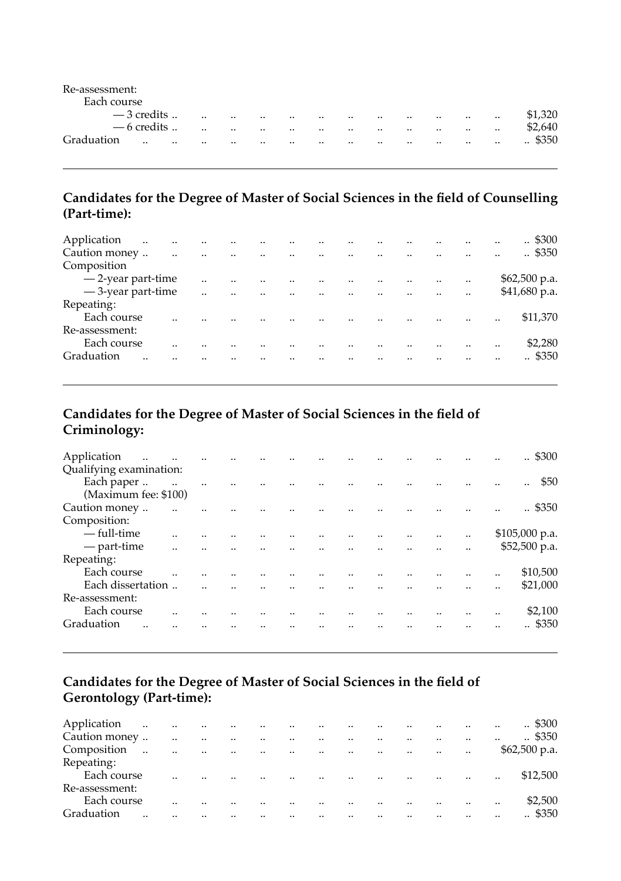Re-assessment:
  Each course
    — 3 credits .. $1,320
    — 6 credits .. $2,640
Graduation .. $350

---

## Candidates for the Degree of Master of Social Sciences in the field of Counselling (Part-time):

| Item | Fee |
|---|---|
| Application | $300 |
| Caution money | $350 |
| Composition | |
| — 2-year part-time | $62,500 p.a. |
| — 3-year part-time | $41,680 p.a. |
| Repeating: | |
| Each course | $11,370 |
| Re-assessment: | |
| Each course | $2,280 |
| Graduation | $350 |

---

## Candidates for the Degree of Master of Social Sciences in the field of Criminology:

| Item | Fee |
|---|---|
| Application | $300 |
| Qualifying examination: | |
| Each paper | $50 |
| (Maximum fee: $100) | |
| Caution money | $350 |
| Composition: | |
| — full-time | $105,000 p.a. |
| — part-time | $52,500 p.a. |
| Repeating: | |
| Each course | $10,500 |
| Each dissertation | $21,000 |
| Re-assessment: | |
| Each course | $2,100 |
| Graduation | $350 |

---

## Candidates for the Degree of Master of Social Sciences in the field of Gerontology (Part-time):

| Item | Fee |
|---|---|
| Application | $300 |
| Caution money | $350 |
| Composition | $62,500 p.a. |
| Repeating: | |
| Each course | $12,500 |
| Re-assessment: | |
| Each course | $2,500 |
| Graduation | $350 |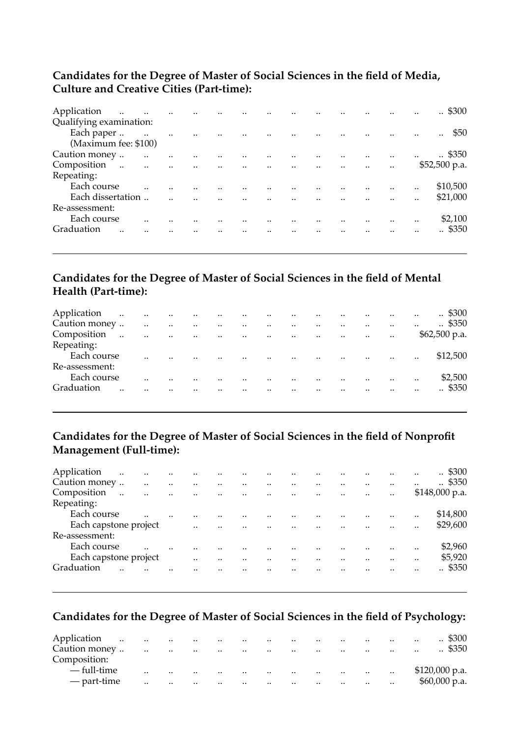### Candidates for the Degree of Master of Social Sciences in the field of Media, Culture and Creative Cities (Part-time):

| | |
|---|---|
| Application | $300 |
| Qualifying examination: | |
| Each paper | $50 |
| (Maximum fee: $100) | |
| Caution money | $350 |
| Composition | $52,500 p.a. |
| Repeating: | |
| Each course | $10,500 |
| Each dissertation | $21,000 |
| Re-assessment: | |
| Each course | $2,100 |
| Graduation | $350 |

### Candidates for the Degree of Master of Social Sciences in the field of Mental Health (Part-time):

| | |
|---|---|
| Application | $300 |
| Caution money | $350 |
| Composition | $62,500 p.a. |
| Repeating: | |
| Each course | $12,500 |
| Re-assessment: | |
| Each course | $2,500 |
| Graduation | $350 |

### Candidates for the Degree of Master of Social Sciences in the field of Nonprofit Management (Full-time):

| | |
|---|---|
| Application | $300 |
| Caution money | $350 |
| Composition | $148,000 p.a. |
| Repeating: | |
| Each course | $14,800 |
| Each capstone project | $29,600 |
| Re-assessment: | |
| Each course | $2,960 |
| Each capstone project | $5,920 |
| Graduation | $350 |

### Candidates for the Degree of Master of Social Sciences in the field of Psychology:

| | |
|---|---|
| Application | $300 |
| Caution money | $350 |
| Composition: | |
| — full-time | $120,000 p.a. |
| — part-time | $60,000 p.a. |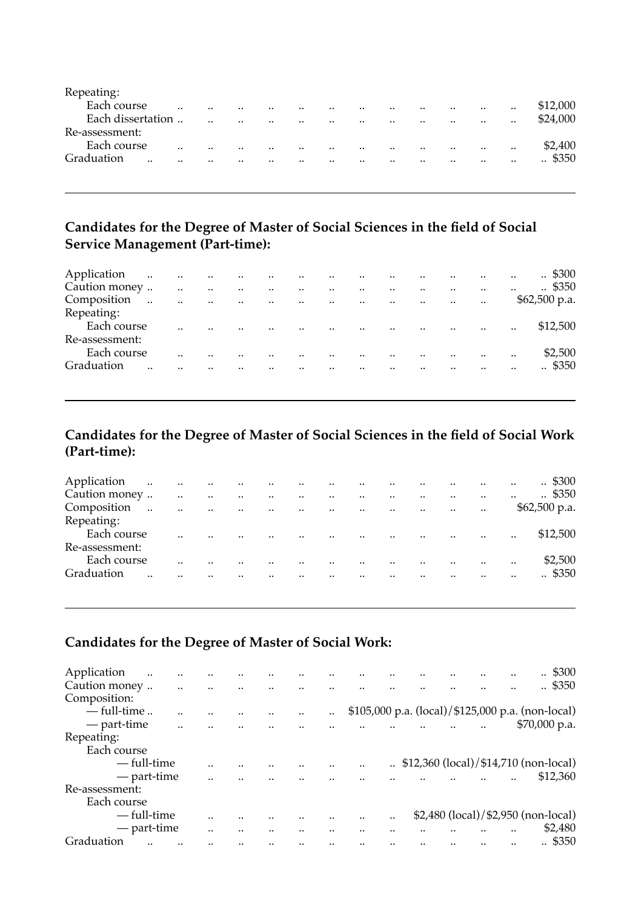Repeating:

| | |
|---|---|
| Each course | $12,000 |
| Each dissertation | $24,000 |

Re-assessment:

| | |
|---|---|
| Each course | $2,400 |
| Graduation | $350 |

---

## Candidates for the Degree of Master of Social Sciences in the field of Social Service Management (Part-time):

| | |
|---|---|
| Application | $300 |
| Caution money | $350 |
| Composition | $62,500 p.a. |
| Repeating: | |
| Each course | $12,500 |
| Re-assessment: | |
| Each course | $2,500 |
| Graduation | $350 |

---

## Candidates for the Degree of Master of Social Sciences in the field of Social Work (Part-time):

| | |
|---|---|
| Application | $300 |
| Caution money | $350 |
| Composition | $62,500 p.a. |
| Repeating: | |
| Each course | $12,500 |
| Re-assessment: | |
| Each course | $2,500 |
| Graduation | $350 |

---

## Candidates for the Degree of Master of Social Work:

| | |
|---|---|
| Application | $300 |
| Caution money | $350 |
| Composition: | |
| — full-time | $105,000 p.a. (local)/$125,000 p.a. (non-local) |
| — part-time | $70,000 p.a. |
| Repeating: | |
| Each course | |
| — full-time | $12,360 (local)/$14,710 (non-local) |
| — part-time | $12,360 |
| Re-assessment: | |
| Each course | |
| — full-time | $2,480 (local)/$2,950 (non-local) |
| — part-time | $2,480 |
| Graduation | $350 |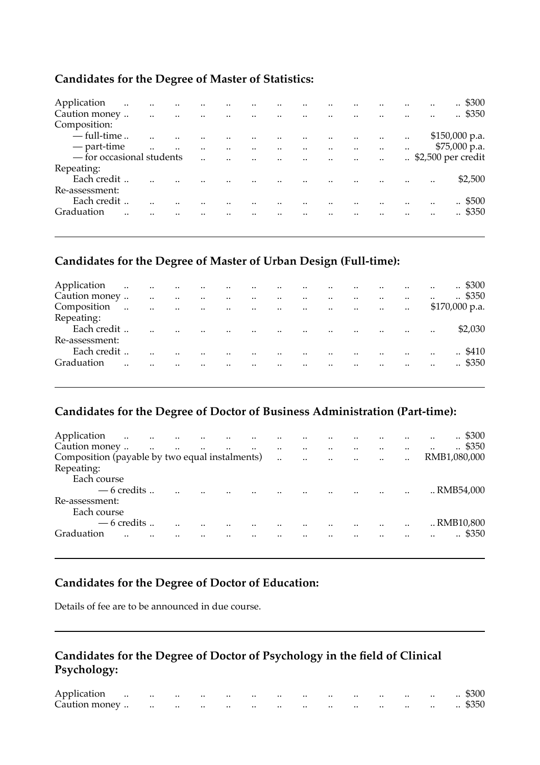## Candidates for the Degree of Master of Statistics:

| | |
|---|---|
| Application | $300 |
| Caution money | $350 |
| Composition: | |
| — full-time | $150,000 p.a. |
| — part-time | $75,000 p.a. |
| — for occasional students | $2,500 per credit |
| Repeating: | |
| Each credit | $2,500 |
| Re-assessment: | |
| Each credit | $500 |
| Graduation | $350 |

---

## Candidates for the Degree of Master of Urban Design (Full-time):

| | |
|---|---|
| Application | $300 |
| Caution money | $350 |
| Composition | $170,000 p.a. |
| Repeating: | |
| Each credit | $2,030 |
| Re-assessment: | |
| Each credit | $410 |
| Graduation | $350 |

---

## Candidates for the Degree of Doctor of Business Administration (Part-time):

| | |
|---|---|
| Application | $300 |
| Caution money | $350 |
| Composition (payable by two equal instalments) | RMB1,080,000 |
| Repeating: | |
| Each course | |
| — 6 credits | RMB54,000 |
| Re-assessment: | |
| Each course | |
| — 6 credits | RMB10,800 |
| Graduation | $350 |

---

## Candidates for the Degree of Doctor of Education:

Details of fee are to be announced in due course.

---

## Candidates for the Degree of Doctor of Psychology in the field of Clinical Psychology:

| | |
|---|---|
| Application | $300 |
| Caution money | $350 |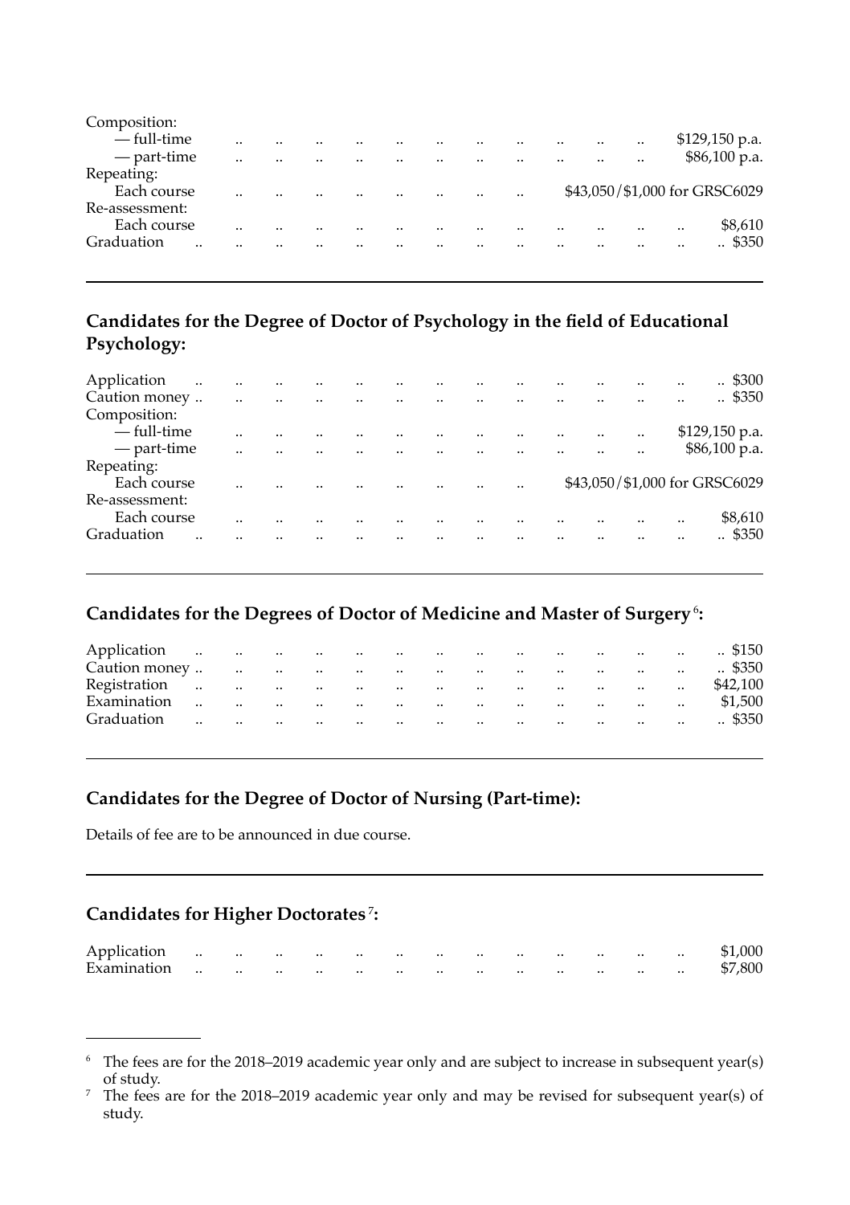| | |
|---|---|
| Composition: | |
| — full-time | $129,150 p.a. |
| — part-time | $86,100 p.a. |
| Repeating: | |
| Each course | $43,050/$1,000 for GRSC6029 |
| Re-assessment: | |
| Each course | $8,610 |
| Graduation | $350 |

---

### Candidates for the Degree of Doctor of Psychology in the field of Educational Psychology:

| | |
|---|---|
| Application | $300 |
| Caution money | $350 |
| Composition: | |
| — full-time | $129,150 p.a. |
| — part-time | $86,100 p.a. |
| Repeating: | |
| Each course | $43,050/$1,000 for GRSC6029 |
| Re-assessment: | |
| Each course | $8,610 |
| Graduation | $350 |

---

### Candidates for the Degrees of Doctor of Medicine and Master of Surgery[6]:

| | |
|---|---|
| Application | $150 |
| Caution money | $350 |
| Registration | $42,100 |
| Examination | $1,500 |
| Graduation | $350 |

---

### Candidates for the Degree of Doctor of Nursing (Part-time):

Details of fee are to be announced in due course.

---

### Candidates for Higher Doctorates[7]:

| | |
|---|---|
| Application | $1,000 |
| Examination | $7,800 |

---

[6] The fees are for the 2018–2019 academic year only and are subject to increase in subsequent year(s) of study.

[7] The fees are for the 2018–2019 academic year only and may be revised for subsequent year(s) of study.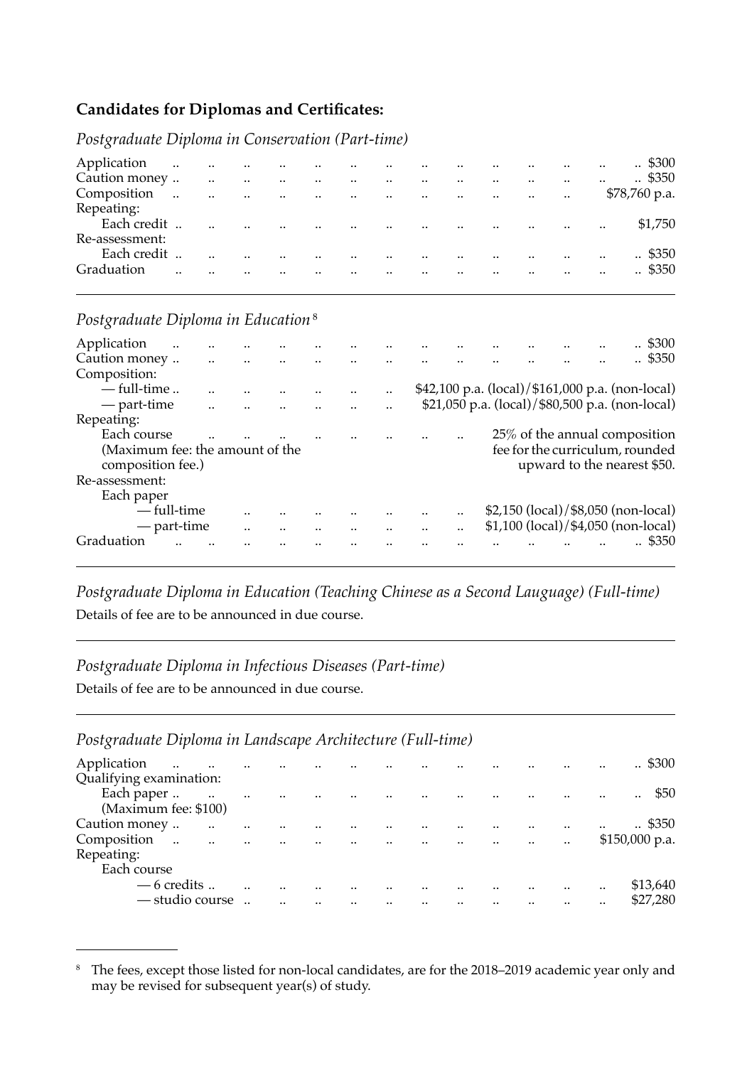## Candidates for Diplomas and Certificates:

### *Postgraduate Diploma in Conservation (Part-time)*

| | |
|---|---|
| Application | $300 |
| Caution money | $350 |
| Composition | $78,760 p.a. |
| Repeating: | |
| Each credit | $1,750 |
| Re-assessment: | |
| Each credit | $350 |
| Graduation | $350 |

### *Postgraduate Diploma in Education*[8]

| | |
|---|---|
| Application | $300 |
| Caution money | $350 |
| Composition: | |
| — full-time | $42,100 p.a. (local)/$161,000 p.a. (non-local) |
| — part-time | $21,050 p.a. (local)/$80,500 p.a. (non-local) |
| Repeating: | |
| Each course (Maximum fee: the amount of the composition fee.) | 25% of the annual composition fee for the curriculum, rounded upward to the nearest $50. |
| Re-assessment: | |
| Each paper | |
| — full-time | $2,150 (local)/$8,050 (non-local) |
| — part-time | $1,100 (local)/$4,050 (non-local) |
| Graduation | $350 |

### *Postgraduate Diploma in Education (Teaching Chinese as a Second Lauguage) (Full-time)*

Details of fee are to be announced in due course.

### *Postgraduate Diploma in Infectious Diseases (Part-time)*

Details of fee are to be announced in due course.

### *Postgraduate Diploma in Landscape Architecture (Full-time)*

| | |
|---|---|
| Application | $300 |
| Qualifying examination: | |
| Each paper (Maximum fee: $100) | $50 |
| Caution money | $350 |
| Composition | $150,000 p.a. |
| Repeating: | |
| Each course | |
| — 6 credits | $13,640 |
| — studio course | $27,280 |

[8] The fees, except those listed for non-local candidates, are for the 2018–2019 academic year only and may be revised for subsequent year(s) of study.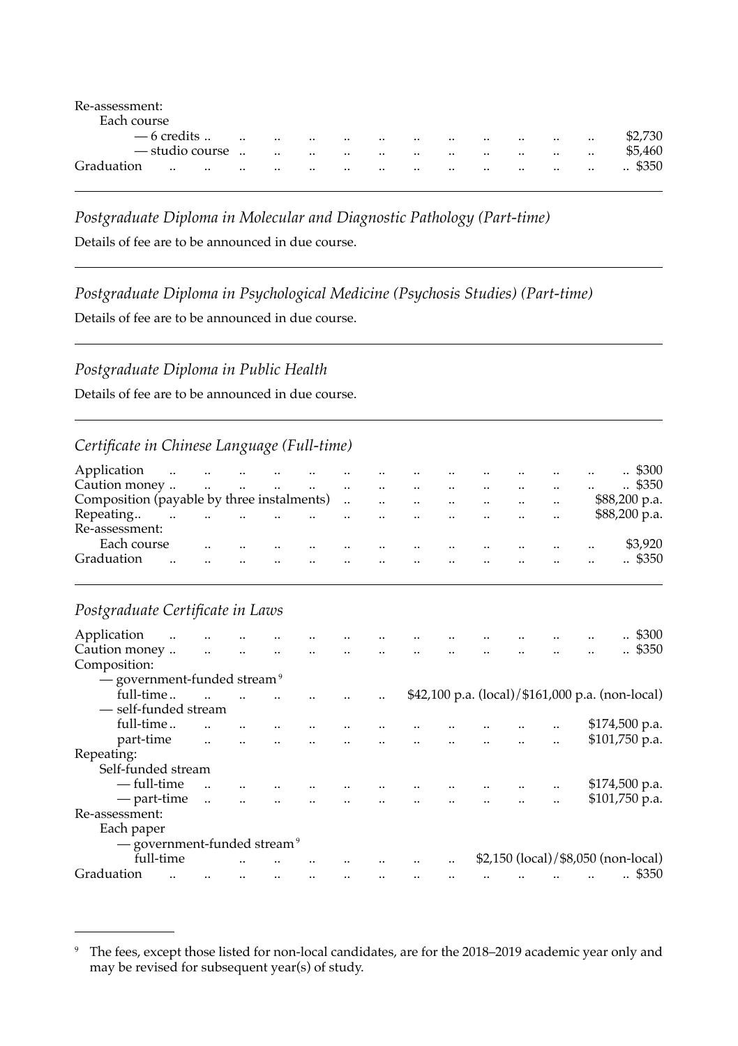Re-assessment:

Each course

— 6 credits .. .. .. .. .. .. .. .. .. .. .. .. $2,730

— studio course .. .. .. .. .. .. .. .. .. .. .. $5,460

Graduation .. .. .. .. .. .. .. .. .. .. .. .. .. .. $350

---

*Postgraduate Diploma in Molecular and Diagnostic Pathology (Part-time)*

Details of fee are to be announced in due course.

---

*Postgraduate Diploma in Psychological Medicine (Psychosis Studies) (Part-time)*

Details of fee are to be announced in due course.

---

*Postgraduate Diploma in Public Health*

Details of fee are to be announced in due course.

---

*Certificate in Chinese Language (Full-time)*

| | |
|---|---|
| Application | $300 |
| Caution money | $350 |
| Composition (payable by three instalments) | $88,200 p.a. |
| Repeating | $88,200 p.a. |
| Re-assessment: | |
| Each course | $3,920 |
| Graduation | $350 |

---

*Postgraduate Certificate in Laws*

| | |
|---|---|
| Application | $300 |
| Caution money | $350 |
| Composition: | |
| — government-funded stream[9] | |
| full-time | $42,100 p.a. (local)/$161,000 p.a. (non-local) |
| — self-funded stream | |
| full-time | $174,500 p.a. |
| part-time | $101,750 p.a. |
| Repeating: | |
| Self-funded stream | |
| — full-time | $174,500 p.a. |
| — part-time | $101,750 p.a. |
| Re-assessment: | |
| Each paper | |
| — government-funded stream[9] | |
| full-time | $2,150 (local)/$8,050 (non-local) |
| Graduation | $350 |

---

[9] The fees, except those listed for non-local candidates, are for the 2018–2019 academic year only and may be revised for subsequent year(s) of study.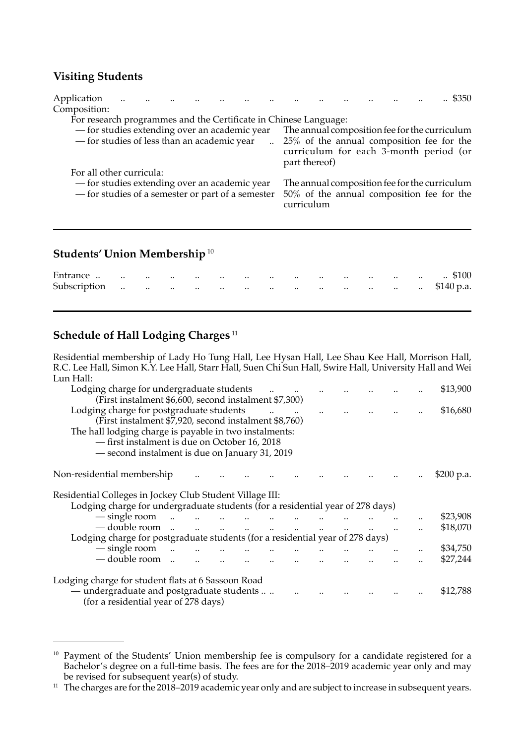## Visiting Students

| | |
|---|---|
| Application | $350 |
| Composition: | |
| For research programmes and the Certificate in Chinese Language: | |
| — for studies extending over an academic year | The annual composition fee for the curriculum |
| — for studies of less than an academic year | 25% of the annual composition fee for the curriculum for each 3-month period (or part thereof) |
| For all other curricula: | |
| — for studies extending over an academic year | The annual composition fee for the curriculum |
| — for studies of a semester or part of a semester | 50% of the annual composition fee for the curriculum |

---

## Students' Union Membership [10]

| | |
|---|---|
| Entrance | $100 |
| Subscription | $140 p.a. |

---

## Schedule of Hall Lodging Charges [11]

Residential membership of Lady Ho Tung Hall, Lee Hysan Hall, Lee Shau Kee Hall, Morrison Hall, R.C. Lee Hall, Simon K.Y. Lee Hall, Starr Hall, Suen Chi Sun Hall, Swire Hall, University Hall and Wei Lun Hall:

| | |
|---|---|
| Lodging charge for undergraduate students (First instalment $6,600, second instalment $7,300) | $13,900 |
| Lodging charge for postgraduate students (First instalment $7,920, second instalment $8,760) | $16,680 |

The hall lodging charge is payable in two instalments:
- first instalment is due on October 16, 2018
- second instalment is due on January 31, 2019

| | |
|---|---|
| Non-residential membership | $200 p.a. |

Residential Colleges in Jockey Club Student Village III:

Lodging charge for undergraduate students (for a residential year of 278 days)

| | |
|---|---|
| — single room | $23,908 |
| — double room | $18,070 |

Lodging charge for postgraduate students (for a residential year of 278 days)

| | |
|---|---|
| — single room | $34,750 |
| — double room | $27,244 |

Lodging charge for student flats at 6 Sassoon Road

| | |
|---|---|
| — undergraduate and postgraduate students (for a residential year of 278 days) | $12,788 |

---

[10] Payment of the Students' Union membership fee is compulsory for a candidate registered for a Bachelor's degree on a full-time basis. The fees are for the 2018–2019 academic year only and may be revised for subsequent year(s) of study.

[11] The charges are for the 2018–2019 academic year only and are subject to increase in subsequent years.